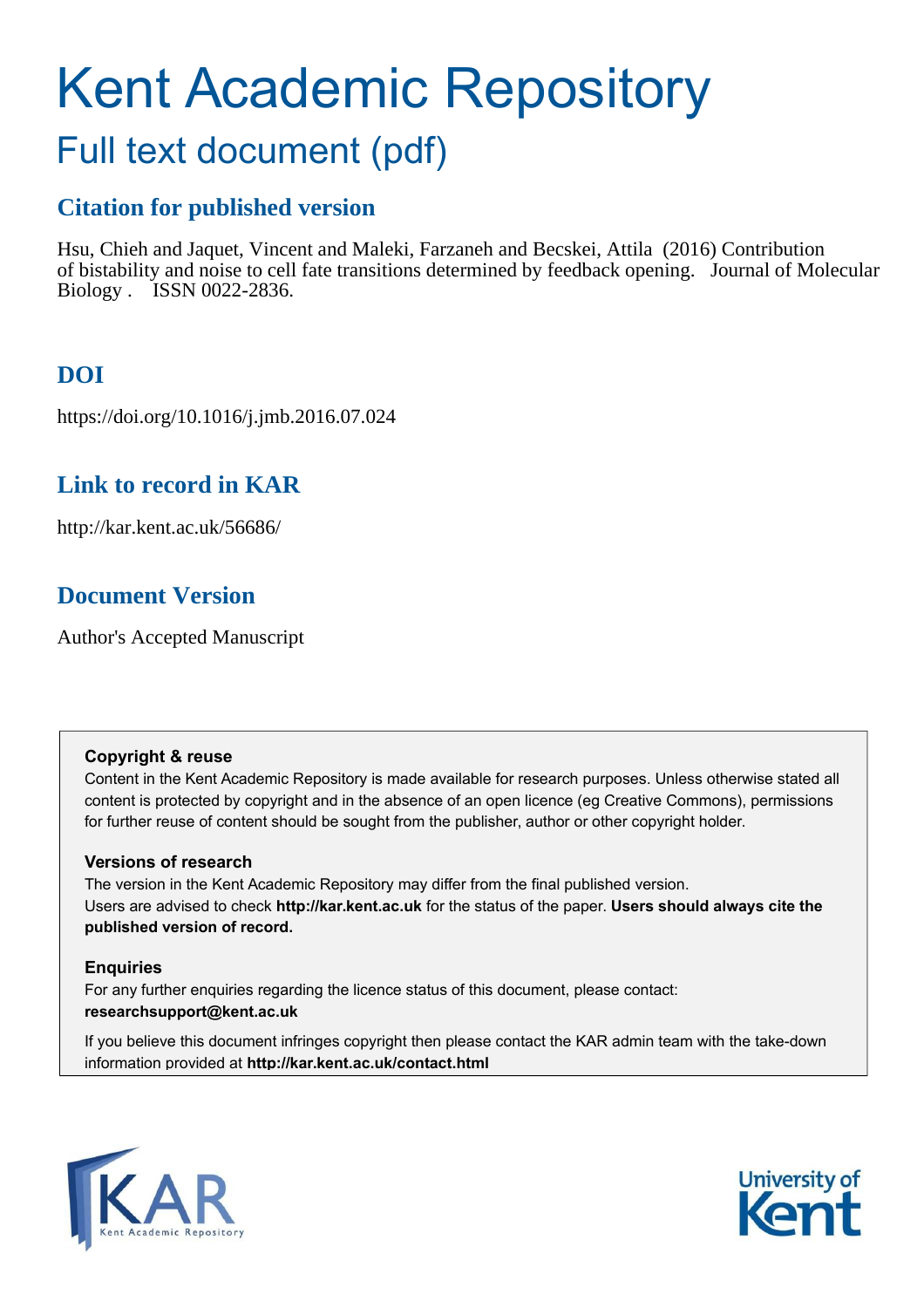# Kent Academic Repository

## Full text document (pdf)

### Citation for published version

Hsu, Chieh and Jaquet, Vincent and Maleki, Farzaneh and Becskei, Attila (2016) Contribution of bistability and noise to cell fate transitions determined by feedback opening. Journal of Molecular Biology . ISSN 0022-2836.

### DOI

https://doi.org/10.1016/j.jmb.2016.07.024

### Link to record in KAR

http://kar.kent.ac.uk/56686/

### Document Version

Author's Accepted Manuscript

**Copyright & reuse**

Content in the Kent Academic Repository is made available for research purposes. Unless otherwise stated all content is protected by copyright and in the absence of an open licence (eg Creative Commons), permissions for further reuse of content should be sought from the publisher, author or other copyright holder.

**Versions of research**

The version in the Kent Academic Repository may differ from the final published version. Users are advised to check **http://kar.kent.ac.uk** for the status of the paper. **Users should always cite the published version of record.**

**Enquiries**

For any further enquiries regarding the licence status of this document, please contact: **researchsupport@kent.ac.uk**

If you believe this document infringes copyright then please contact the KAR admin team with the take-down information provided at **http://kar.kent.ac.uk/contact.html**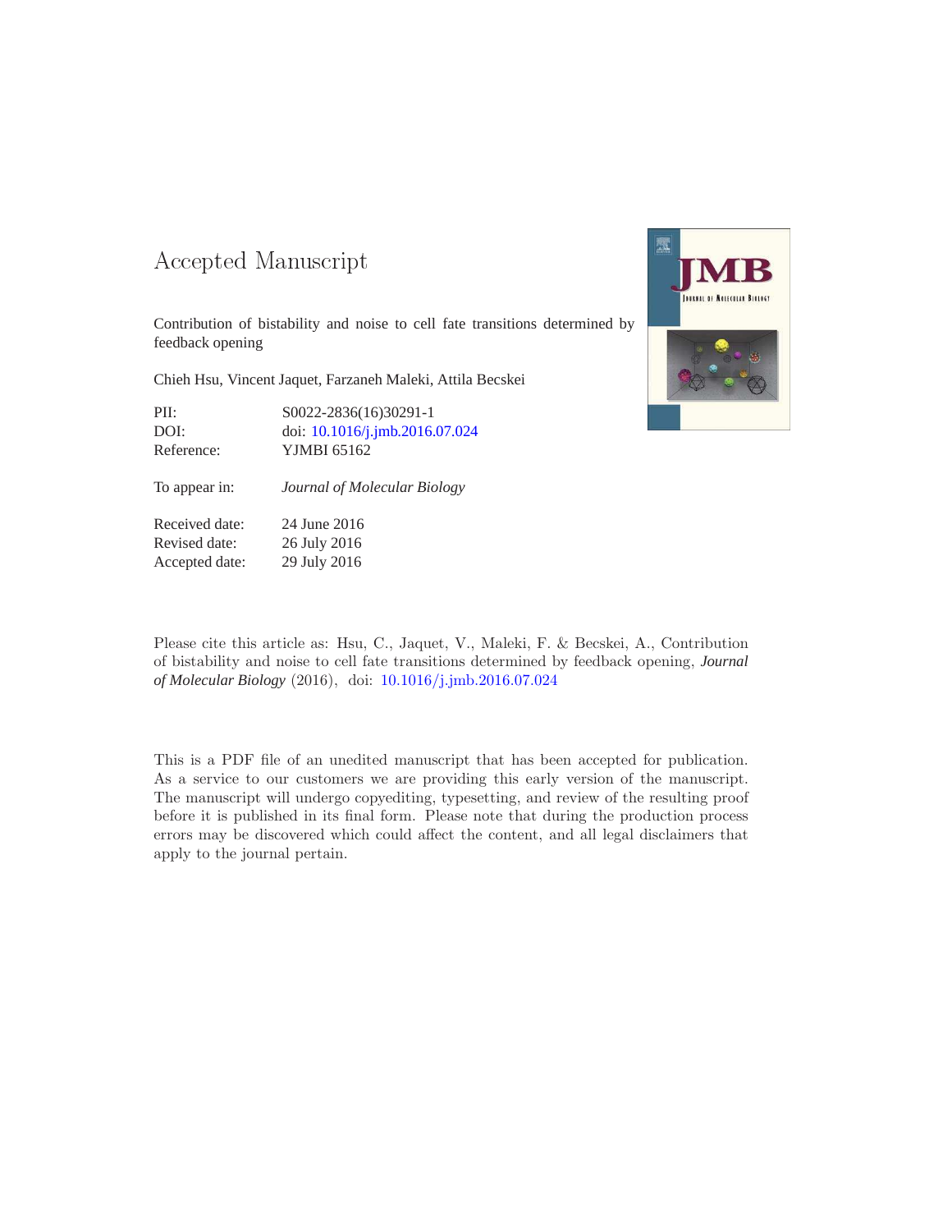# Accepted Manuscript

Contribution of bistability and noise to cell fate transitions determined by feedback opening

Chieh Hsu, Vincent Jaquet, Farzaneh Maleki, Attila Becskei

| | |
|---|---|
| PII: | S0022-2836(16)30291-1 |
| DOI: | doi: 10.1016/j.jmb.2016.07.024 |
| Reference: | YJMBI 65162 |
| To appear in: | *Journal of Molecular Biology* |
| Received date: | 24 June 2016 |
| Revised date: | 26 July 2016 |
| Accepted date: | 29 July 2016 |

Please cite this article as: Hsu, C., Jaquet, V., Maleki, F. & Becskei, A., Contribution of bistability and noise to cell fate transitions determined by feedback opening, *Journal of Molecular Biology* (2016), doi: 10.1016/j.jmb.2016.07.024

This is a PDF file of an unedited manuscript that has been accepted for publication. As a service to our customers we are providing this early version of the manuscript. The manuscript will undergo copyediting, typesetting, and review of the resulting proof before it is published in its final form. Please note that during the production process errors may be discovered which could affect the content, and all legal disclaimers that apply to the journal pertain.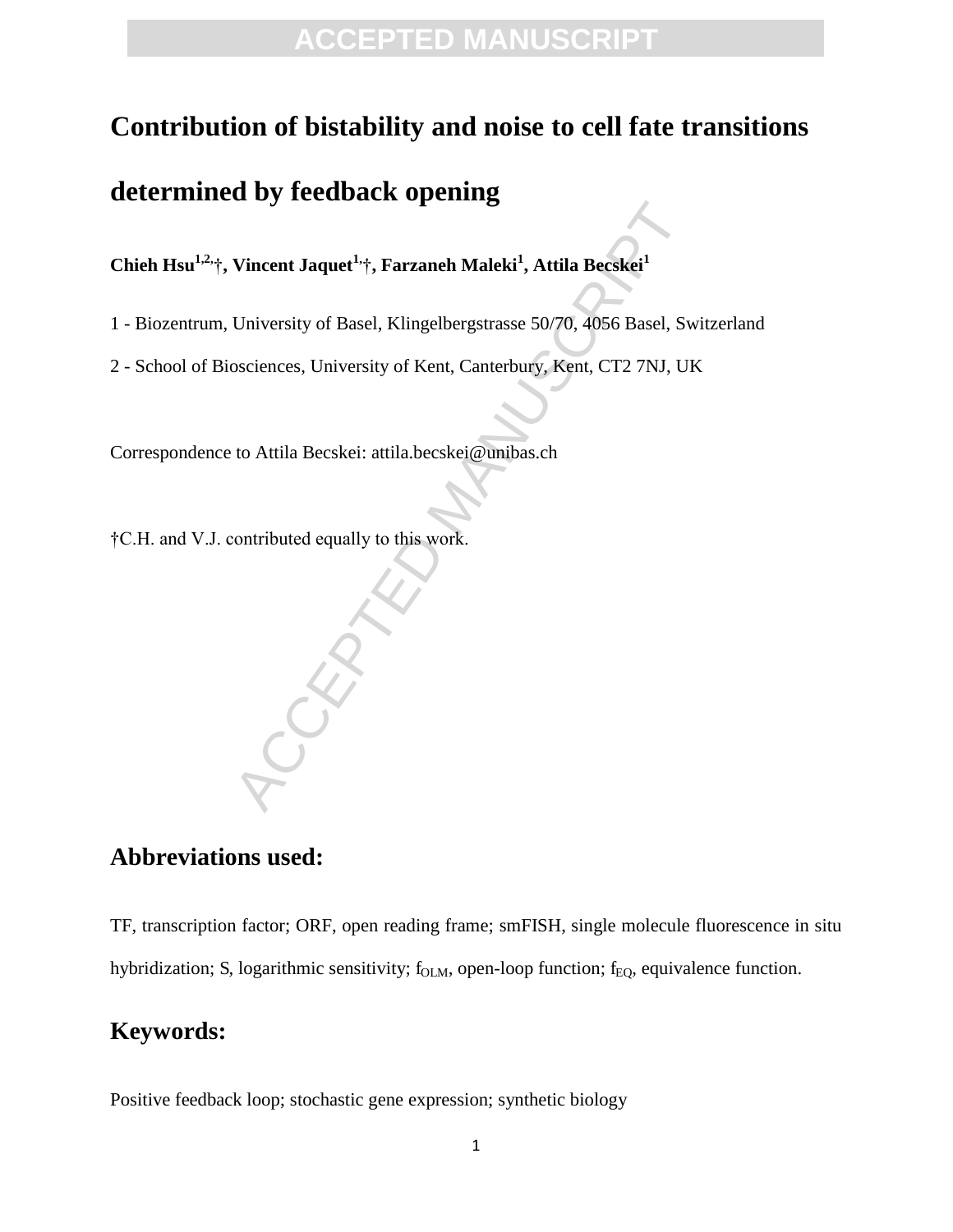# Contribution of bistability and noise to cell fate transitions determined by feedback opening

**Chieh Hsu[1,2,]†, Vincent Jaquet[1,]†, Farzaneh Maleki[1], Attila Becskei[1]**

1 - Biozentrum, University of Basel, Klingelbergstrasse 50/70, 4056 Basel, Switzerland

2 - School of Biosciences, University of Kent, Canterbury, Kent, CT2 7NJ, UK

Correspondence to Attila Becskei: attila.becskei@unibas.ch

†C.H. and V.J. contributed equally to this work.

## Abbreviations used:

TF, transcription factor; ORF, open reading frame; smFISH, single molecule fluorescence in situ hybridization; S, logarithmic sensitivity; $f_{OLM}$, open-loop function; $f_{EQ}$, equivalence function.

## Keywords:

Positive feedback loop; stochastic gene expression; synthetic biology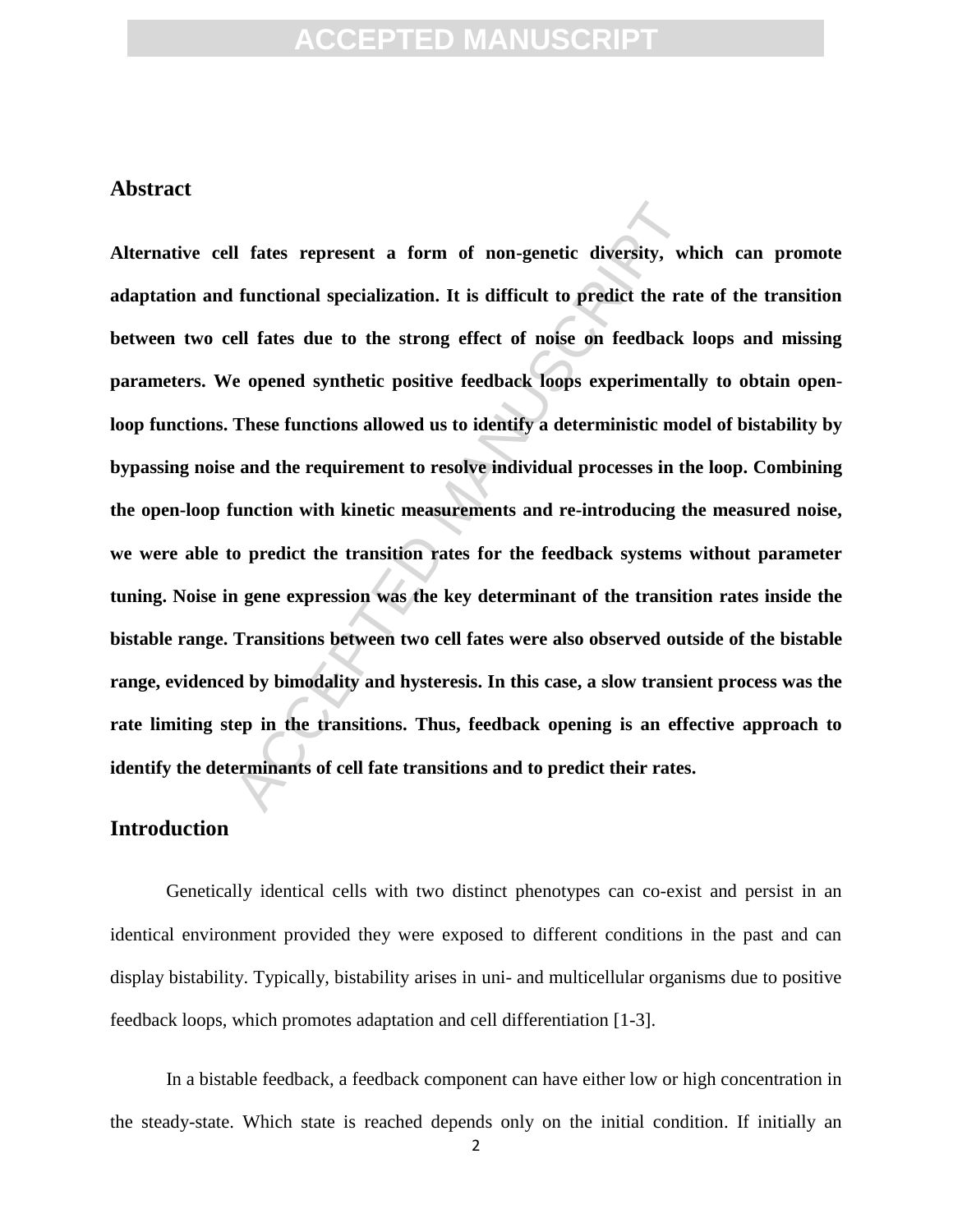## Abstract

**Alternative cell fates represent a form of non-genetic diversity, which can promote adaptation and functional specialization. It is difficult to predict the rate of the transition between two cell fates due to the strong effect of noise on feedback loops and missing parameters. We opened synthetic positive feedback loops experimentally to obtain open-loop functions. These functions allowed us to identify a deterministic model of bistability by bypassing noise and the requirement to resolve individual processes in the loop. Combining the open-loop function with kinetic measurements and re-introducing the measured noise, we were able to predict the transition rates for the feedback systems without parameter tuning. Noise in gene expression was the key determinant of the transition rates inside the bistable range. Transitions between two cell fates were also observed outside of the bistable range, evidenced by bimodality and hysteresis. In this case, a slow transient process was the rate limiting step in the transitions. Thus, feedback opening is an effective approach to identify the determinants of cell fate transitions and to predict their rates.**

## Introduction

Genetically identical cells with two distinct phenotypes can co-exist and persist in an identical environment provided they were exposed to different conditions in the past and can display bistability. Typically, bistability arises in uni- and multicellular organisms due to positive feedback loops, which promotes adaptation and cell differentiation [1-3].

In a bistable feedback, a feedback component can have either low or high concentration in the steady-state. Which state is reached depends only on the initial condition. If initially an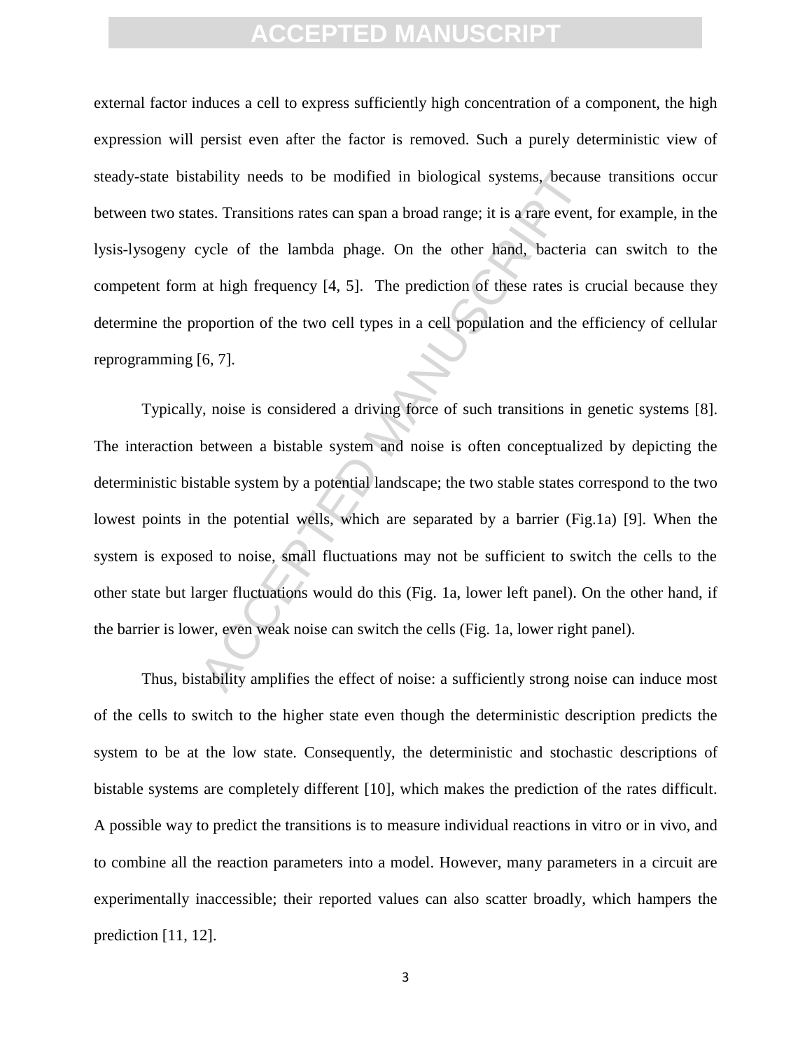external factor induces a cell to express sufficiently high concentration of a component, the high expression will persist even after the factor is removed. Such a purely deterministic view of steady-state bistability needs to be modified in biological systems, because transitions occur between two states. Transitions rates can span a broad range; it is a rare event, for example, in the lysis-lysogeny cycle of the lambda phage. On the other hand, bacteria can switch to the competent form at high frequency [4, 5]. The prediction of these rates is crucial because they determine the proportion of the two cell types in a cell population and the efficiency of cellular reprogramming [6, 7].

Typically, noise is considered a driving force of such transitions in genetic systems [8]. The interaction between a bistable system and noise is often conceptualized by depicting the deterministic bistable system by a potential landscape; the two stable states correspond to the two lowest points in the potential wells, which are separated by a barrier (Fig.1a) [9]. When the system is exposed to noise, small fluctuations may not be sufficient to switch the cells to the other state but larger fluctuations would do this (Fig. 1a, lower left panel). On the other hand, if the barrier is lower, even weak noise can switch the cells (Fig. 1a, lower right panel).

Thus, bistability amplifies the effect of noise: a sufficiently strong noise can induce most of the cells to switch to the higher state even though the deterministic description predicts the system to be at the low state. Consequently, the deterministic and stochastic descriptions of bistable systems are completely different [10], which makes the prediction of the rates difficult. A possible way to predict the transitions is to measure individual reactions in vitro or in vivo, and to combine all the reaction parameters into a model. However, many parameters in a circuit are experimentally inaccessible; their reported values can also scatter broadly, which hampers the prediction [11, 12].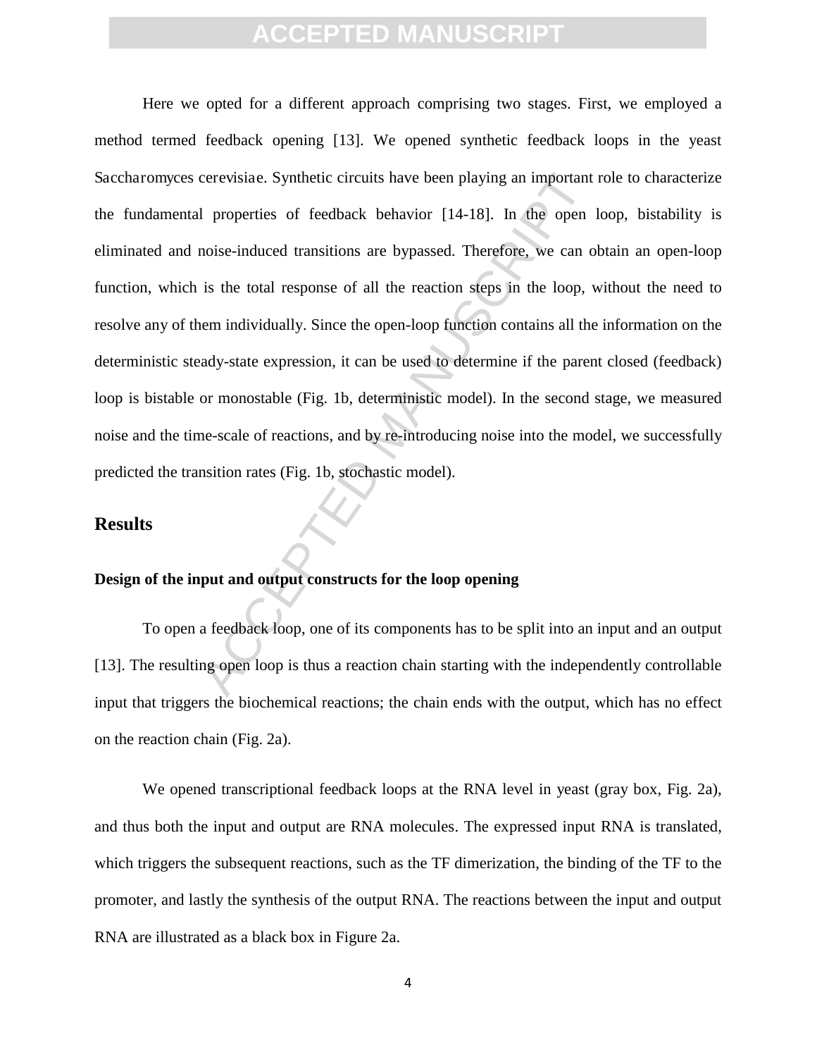Here we opted for a different approach comprising two stages. First, we employed a method termed feedback opening [13]. We opened synthetic feedback loops in the yeast Saccharomyces cerevisiae. Synthetic circuits have been playing an important role to characterize the fundamental properties of feedback behavior [14-18]. In the open loop, bistability is eliminated and noise-induced transitions are bypassed. Therefore, we can obtain an open-loop function, which is the total response of all the reaction steps in the loop, without the need to resolve any of them individually. Since the open-loop function contains all the information on the deterministic steady-state expression, it can be used to determine if the parent closed (feedback) loop is bistable or monostable (Fig. 1b, deterministic model). In the second stage, we measured noise and the time-scale of reactions, and by re-introducing noise into the model, we successfully predicted the transition rates (Fig. 1b, stochastic model).

## Results

### Design of the input and output constructs for the loop opening

To open a feedback loop, one of its components has to be split into an input and an output [13]. The resulting open loop is thus a reaction chain starting with the independently controllable input that triggers the biochemical reactions; the chain ends with the output, which has no effect on the reaction chain (Fig. 2a).

We opened transcriptional feedback loops at the RNA level in yeast (gray box, Fig. 2a), and thus both the input and output are RNA molecules. The expressed input RNA is translated, which triggers the subsequent reactions, such as the TF dimerization, the binding of the TF to the promoter, and lastly the synthesis of the output RNA. The reactions between the input and output RNA are illustrated as a black box in Figure 2a.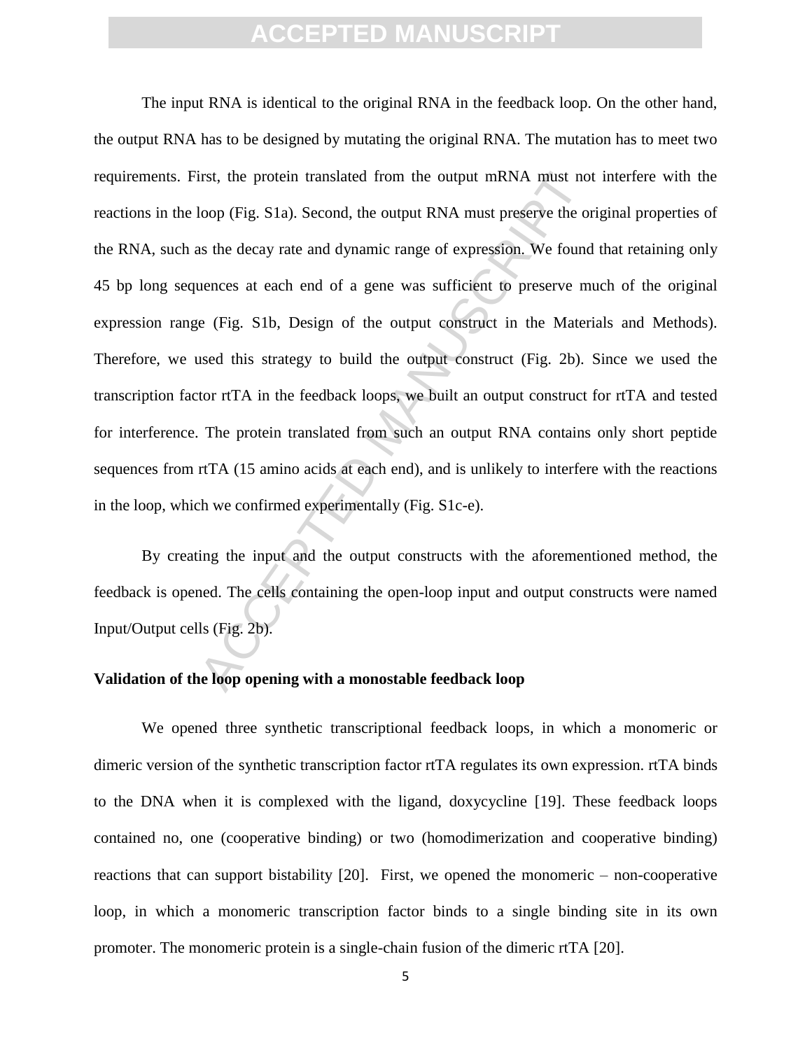The input RNA is identical to the original RNA in the feedback loop. On the other hand, the output RNA has to be designed by mutating the original RNA. The mutation has to meet two requirements. First, the protein translated from the output mRNA must not interfere with the reactions in the loop (Fig. S1a). Second, the output RNA must preserve the original properties of the RNA, such as the decay rate and dynamic range of expression. We found that retaining only 45 bp long sequences at each end of a gene was sufficient to preserve much of the original expression range (Fig. S1b, Design of the output construct in the Materials and Methods). Therefore, we used this strategy to build the output construct (Fig. 2b). Since we used the transcription factor rtTA in the feedback loops, we built an output construct for rtTA and tested for interference. The protein translated from such an output RNA contains only short peptide sequences from rtTA (15 amino acids at each end), and is unlikely to interfere with the reactions in the loop, which we confirmed experimentally (Fig. S1c-e).

By creating the input and the output constructs with the aforementioned method, the feedback is opened. The cells containing the open-loop input and output constructs were named Input/Output cells (Fig. 2b).

### Validation of the loop opening with a monostable feedback loop

We opened three synthetic transcriptional feedback loops, in which a monomeric or dimeric version of the synthetic transcription factor rtTA regulates its own expression. rtTA binds to the DNA when it is complexed with the ligand, doxycycline [19]. These feedback loops contained no, one (cooperative binding) or two (homodimerization and cooperative binding) reactions that can support bistability [20]. First, we opened the monomeric – non-cooperative loop, in which a monomeric transcription factor binds to a single binding site in its own promoter. The monomeric protein is a single-chain fusion of the dimeric rtTA [20].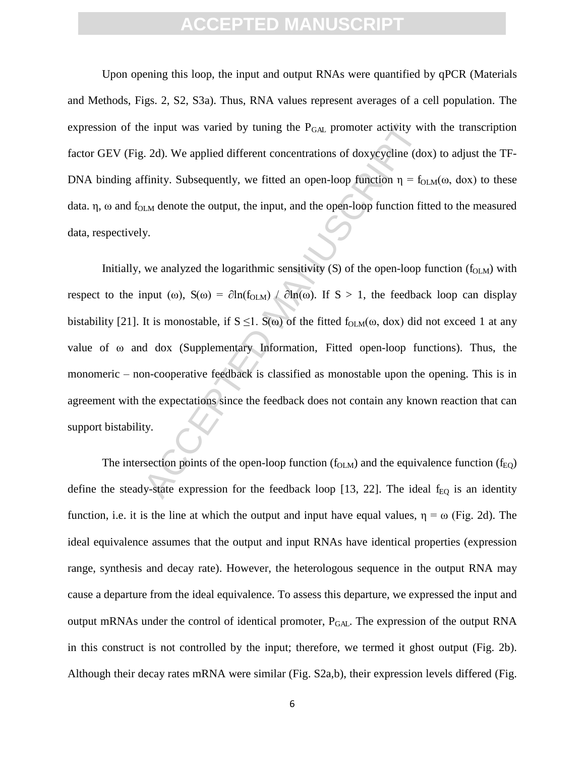Upon opening this loop, the input and output RNAs were quantified by qPCR (Materials and Methods, Figs. 2, S2, S3a). Thus, RNA values represent averages of a cell population. The expression of the input was varied by tuning the $P_{GAL}$ promoter activity with the transcription factor GEV (Fig. 2d). We applied different concentrations of doxycycline (dox) to adjust the TF-DNA binding affinity. Subsequently, we fitted an open-loop function $\eta = f_{OLM}(\omega, \text{dox})$ to these data. $\eta$, $\omega$ and $f_{OLM}$ denote the output, the input, and the open-loop function fitted to the measured data, respectively.

Initially, we analyzed the logarithmic sensitivity (S) of the open-loop function ($f_{OLM}$) with respect to the input ($\omega$), $S(\omega) = \partial \ln(f_{OLM}) / \partial \ln(\omega)$. If $S > 1$, the feedback loop can display bistability [21]. It is monostable, if $S \leq 1$. $S(\omega)$ of the fitted $f_{OLM}(\omega, \text{dox})$ did not exceed 1 at any value of $\omega$ and dox (Supplementary Information, Fitted open-loop functions). Thus, the monomeric – non-cooperative feedback is classified as monostable upon the opening. This is in agreement with the expectations since the feedback does not contain any known reaction that can support bistability.

The intersection points of the open-loop function ($f_{OLM}$) and the equivalence function ($f_{EQ}$) define the steady-state expression for the feedback loop [13, 22]. The ideal $f_{EQ}$ is an identity function, i.e. it is the line at which the output and input have equal values, $\eta = \omega$ (Fig. 2d). The ideal equivalence assumes that the output and input RNAs have identical properties (expression range, synthesis and decay rate). However, the heterologous sequence in the output RNA may cause a departure from the ideal equivalence. To assess this departure, we expressed the input and output mRNAs under the control of identical promoter, $P_{GAL}$. The expression of the output RNA in this construct is not controlled by the input; therefore, we termed it ghost output (Fig. 2b). Although their decay rates mRNA were similar (Fig. S2a,b), their expression levels differed (Fig.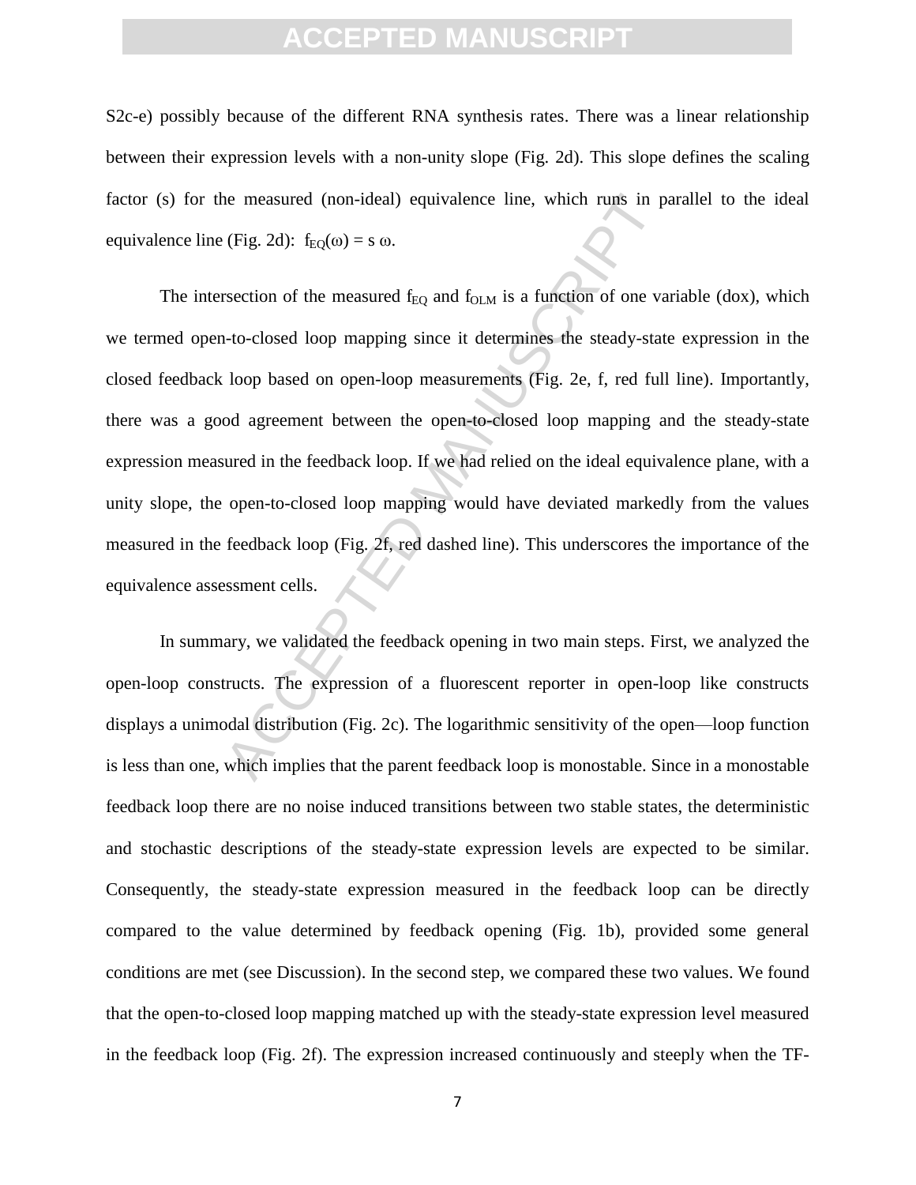S2c-e) possibly because of the different RNA synthesis rates. There was a linear relationship between their expression levels with a non-unity slope (Fig. 2d). This slope defines the scaling factor (s) for the measured (non-ideal) equivalence line, which runs in parallel to the ideal equivalence line (Fig. 2d): $f_{EQ}(\omega) = s\ \omega$.

The intersection of the measured $f_{EQ}$ and $f_{OLM}$ is a function of one variable (dox), which we termed open-to-closed loop mapping since it determines the steady-state expression in the closed feedback loop based on open-loop measurements (Fig. 2e, f, red full line). Importantly, there was a good agreement between the open-to-closed loop mapping and the steady-state expression measured in the feedback loop. If we had relied on the ideal equivalence plane, with a unity slope, the open-to-closed loop mapping would have deviated markedly from the values measured in the feedback loop (Fig. 2f, red dashed line). This underscores the importance of the equivalence assessment cells.

In summary, we validated the feedback opening in two main steps. First, we analyzed the open-loop constructs. The expression of a fluorescent reporter in open-loop like constructs displays a unimodal distribution (Fig. 2c). The logarithmic sensitivity of the open—loop function is less than one, which implies that the parent feedback loop is monostable. Since in a monostable feedback loop there are no noise induced transitions between two stable states, the deterministic and stochastic descriptions of the steady-state expression levels are expected to be similar. Consequently, the steady-state expression measured in the feedback loop can be directly compared to the value determined by feedback opening (Fig. 1b), provided some general conditions are met (see Discussion). In the second step, we compared these two values. We found that the open-to-closed loop mapping matched up with the steady-state expression level measured in the feedback loop (Fig. 2f). The expression increased continuously and steeply when the TF-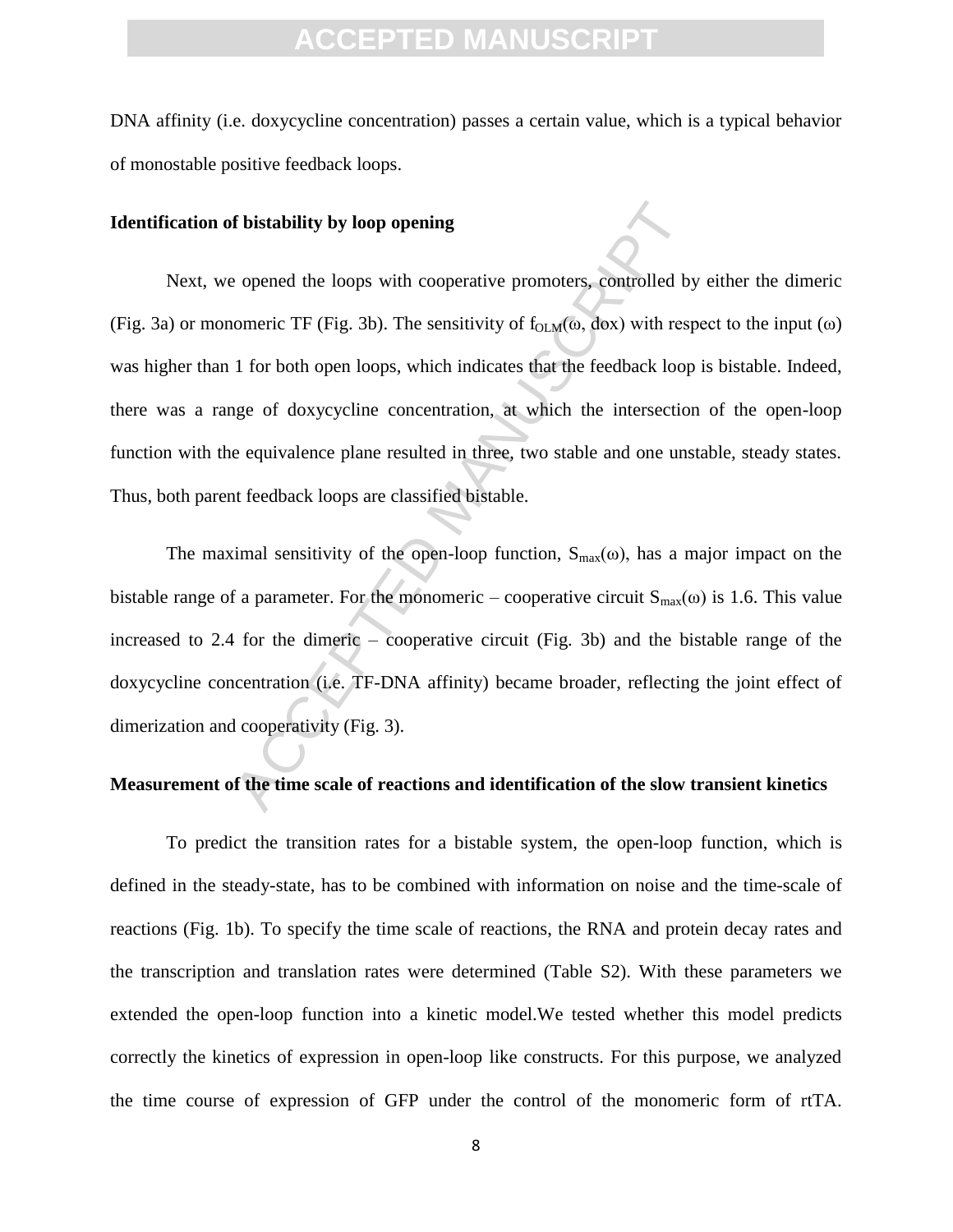DNA affinity (i.e. doxycycline concentration) passes a certain value, which is a typical behavior of monostable positive feedback loops.

**Identification of bistability by loop opening**

Next, we opened the loops with cooperative promoters, controlled by either the dimeric (Fig. 3a) or monomeric TF (Fig. 3b). The sensitivity of $f_{OLM}(\omega, dox)$ with respect to the input ($\omega$) was higher than 1 for both open loops, which indicates that the feedback loop is bistable. Indeed, there was a range of doxycycline concentration, at which the intersection of the open-loop function with the equivalence plane resulted in three, two stable and one unstable, steady states. Thus, both parent feedback loops are classified bistable.

The maximal sensitivity of the open-loop function, $S_{max}(\omega)$, has a major impact on the bistable range of a parameter. For the monomeric – cooperative circuit $S_{max}(\omega)$ is 1.6. This value increased to 2.4 for the dimeric – cooperative circuit (Fig. 3b) and the bistable range of the doxycycline concentration (i.e. TF-DNA affinity) became broader, reflecting the joint effect of dimerization and cooperativity (Fig. 3).

**Measurement of the time scale of reactions and identification of the slow transient kinetics**

To predict the transition rates for a bistable system, the open-loop function, which is defined in the steady-state, has to be combined with information on noise and the time-scale of reactions (Fig. 1b). To specify the time scale of reactions, the RNA and protein decay rates and the transcription and translation rates were determined (Table S2). With these parameters we extended the open-loop function into a kinetic model.We tested whether this model predicts correctly the kinetics of expression in open-loop like constructs. For this purpose, we analyzed the time course of expression of GFP under the control of the monomeric form of rtTA.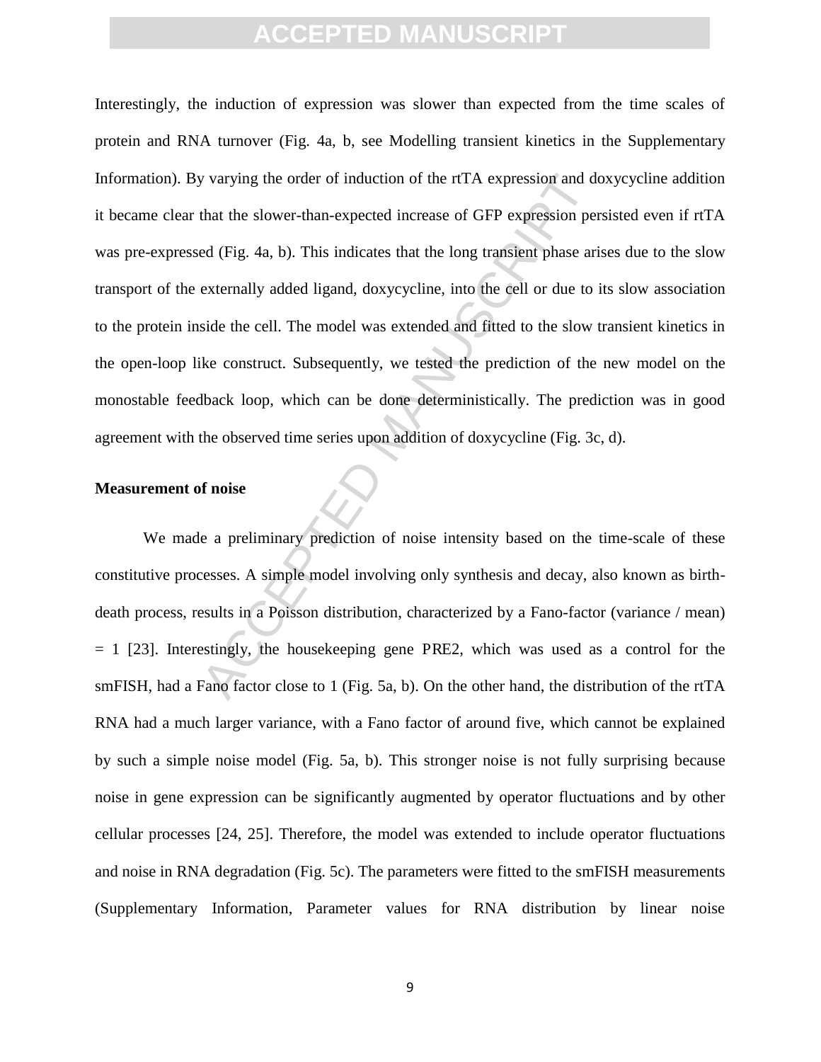Interestingly, the induction of expression was slower than expected from the time scales of protein and RNA turnover (Fig. 4a, b, see Modelling transient kinetics in the Supplementary Information). By varying the order of induction of the rtTA expression and doxycycline addition it became clear that the slower-than-expected increase of GFP expression persisted even if rtTA was pre-expressed (Fig. 4a, b). This indicates that the long transient phase arises due to the slow transport of the externally added ligand, doxycycline, into the cell or due to its slow association to the protein inside the cell. The model was extended and fitted to the slow transient kinetics in the open-loop like construct. Subsequently, we tested the prediction of the new model on the monostable feedback loop, which can be done deterministically. The prediction was in good agreement with the observed time series upon addition of doxycycline (Fig. 3c, d).

**Measurement of noise**

We made a preliminary prediction of noise intensity based on the time-scale of these constitutive processes. A simple model involving only synthesis and decay, also known as birth-death process, results in a Poisson distribution, characterized by a Fano-factor (variance / mean) = 1 [23]. Interestingly, the housekeeping gene PRE2, which was used as a control for the smFISH, had a Fano factor close to 1 (Fig. 5a, b). On the other hand, the distribution of the rtTA RNA had a much larger variance, with a Fano factor of around five, which cannot be explained by such a simple noise model (Fig. 5a, b). This stronger noise is not fully surprising because noise in gene expression can be significantly augmented by operator fluctuations and by other cellular processes [24, 25]. Therefore, the model was extended to include operator fluctuations and noise in RNA degradation (Fig. 5c). The parameters were fitted to the smFISH measurements (Supplementary Information, Parameter values for RNA distribution by linear noise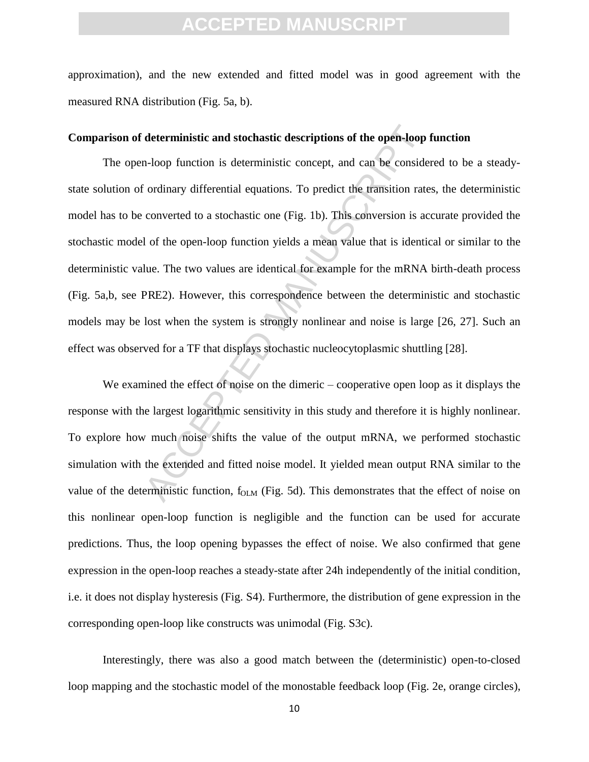approximation), and the new extended and fitted model was in good agreement with the measured RNA distribution (Fig. 5a, b).

**Comparison of deterministic and stochastic descriptions of the open-loop function**

The open-loop function is deterministic concept, and can be considered to be a steady-state solution of ordinary differential equations. To predict the transition rates, the deterministic model has to be converted to a stochastic one (Fig. 1b). This conversion is accurate provided the stochastic model of the open-loop function yields a mean value that is identical or similar to the deterministic value. The two values are identical for example for the mRNA birth-death process (Fig. 5a,b, see PRE2). However, this correspondence between the deterministic and stochastic models may be lost when the system is strongly nonlinear and noise is large [26, 27]. Such an effect was observed for a TF that displays stochastic nucleocytoplasmic shuttling [28].

We examined the effect of noise on the dimeric – cooperative open loop as it displays the response with the largest logarithmic sensitivity in this study and therefore it is highly nonlinear. To explore how much noise shifts the value of the output mRNA, we performed stochastic simulation with the extended and fitted noise model. It yielded mean output RNA similar to the value of the deterministic function, $f_{OLM}$ (Fig. 5d). This demonstrates that the effect of noise on this nonlinear open-loop function is negligible and the function can be used for accurate predictions. Thus, the loop opening bypasses the effect of noise. We also confirmed that gene expression in the open-loop reaches a steady-state after 24h independently of the initial condition, i.e. it does not display hysteresis (Fig. S4). Furthermore, the distribution of gene expression in the corresponding open-loop like constructs was unimodal (Fig. S3c).

Interestingly, there was also a good match between the (deterministic) open-to-closed loop mapping and the stochastic model of the monostable feedback loop (Fig. 2e, orange circles),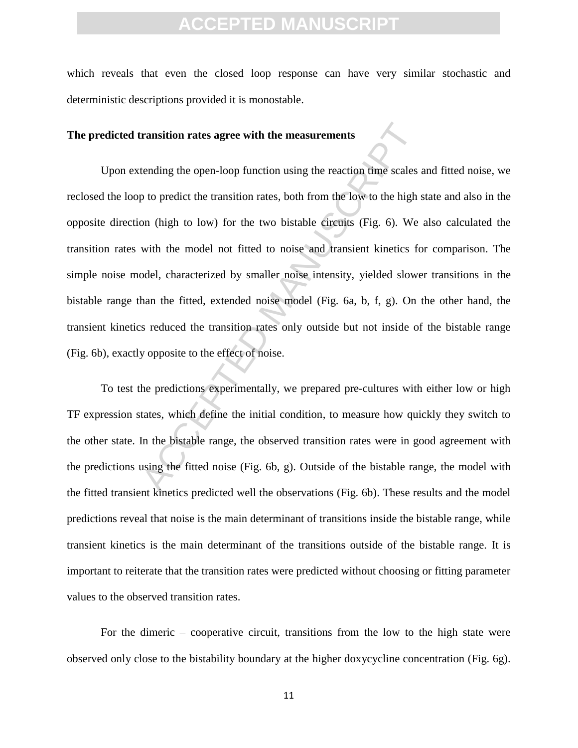which reveals that even the closed loop response can have very similar stochastic and deterministic descriptions provided it is monostable.

**The predicted transition rates agree with the measurements**

Upon extending the open-loop function using the reaction time scales and fitted noise, we reclosed the loop to predict the transition rates, both from the low to the high state and also in the opposite direction (high to low) for the two bistable circuits (Fig. 6). We also calculated the transition rates with the model not fitted to noise and transient kinetics for comparison. The simple noise model, characterized by smaller noise intensity, yielded slower transitions in the bistable range than the fitted, extended noise model (Fig. 6a, b, f, g). On the other hand, the transient kinetics reduced the transition rates only outside but not inside of the bistable range (Fig. 6b), exactly opposite to the effect of noise.

To test the predictions experimentally, we prepared pre-cultures with either low or high TF expression states, which define the initial condition, to measure how quickly they switch to the other state. In the bistable range, the observed transition rates were in good agreement with the predictions using the fitted noise (Fig. 6b, g). Outside of the bistable range, the model with the fitted transient kinetics predicted well the observations (Fig. 6b). These results and the model predictions reveal that noise is the main determinant of transitions inside the bistable range, while transient kinetics is the main determinant of the transitions outside of the bistable range. It is important to reiterate that the transition rates were predicted without choosing or fitting parameter values to the observed transition rates.

For the dimeric – cooperative circuit, transitions from the low to the high state were observed only close to the bistability boundary at the higher doxycycline concentration (Fig. 6g).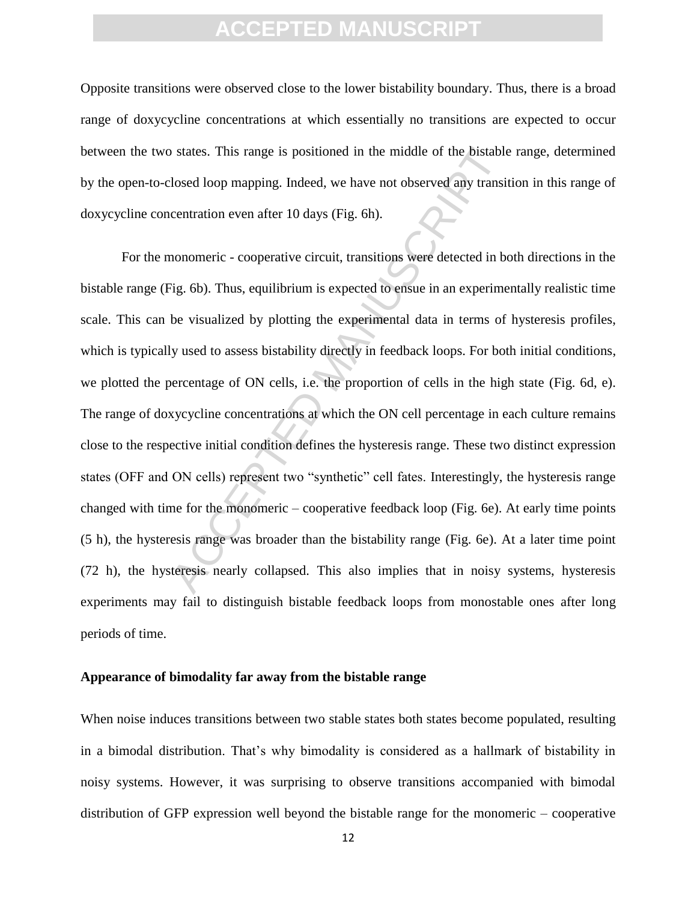Opposite transitions were observed close to the lower bistability boundary. Thus, there is a broad range of doxycycline concentrations at which essentially no transitions are expected to occur between the two states. This range is positioned in the middle of the bistable range, determined by the open-to-closed loop mapping. Indeed, we have not observed any transition in this range of doxycycline concentration even after 10 days (Fig. 6h).

For the monomeric - cooperative circuit, transitions were detected in both directions in the bistable range (Fig. 6b). Thus, equilibrium is expected to ensue in an experimentally realistic time scale. This can be visualized by plotting the experimental data in terms of hysteresis profiles, which is typically used to assess bistability directly in feedback loops. For both initial conditions, we plotted the percentage of ON cells, i.e. the proportion of cells in the high state (Fig. 6d, e). The range of doxycycline concentrations at which the ON cell percentage in each culture remains close to the respective initial condition defines the hysteresis range. These two distinct expression states (OFF and ON cells) represent two "synthetic" cell fates. Interestingly, the hysteresis range changed with time for the monomeric – cooperative feedback loop (Fig. 6e). At early time points (5 h), the hysteresis range was broader than the bistability range (Fig. 6e). At a later time point (72 h), the hysteresis nearly collapsed. This also implies that in noisy systems, hysteresis experiments may fail to distinguish bistable feedback loops from monostable ones after long periods of time.

### Appearance of bimodality far away from the bistable range

When noise induces transitions between two stable states both states become populated, resulting in a bimodal distribution. That's why bimodality is considered as a hallmark of bistability in noisy systems. However, it was surprising to observe transitions accompanied with bimodal distribution of GFP expression well beyond the bistable range for the monomeric – cooperative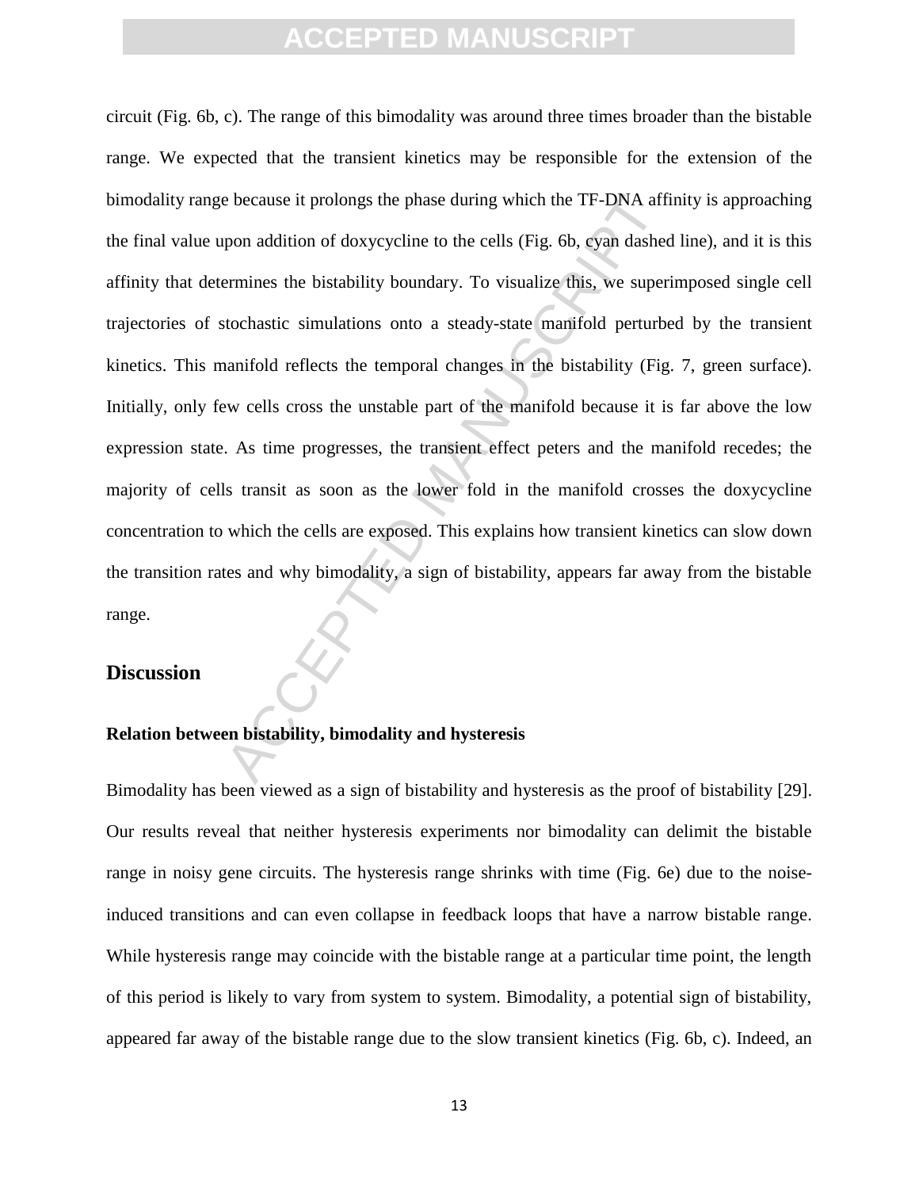circuit (Fig. 6b, c). The range of this bimodality was around three times broader than the bistable range. We expected that the transient kinetics may be responsible for the extension of the bimodality range because it prolongs the phase during which the TF-DNA affinity is approaching the final value upon addition of doxycycline to the cells (Fig. 6b, cyan dashed line), and it is this affinity that determines the bistability boundary. To visualize this, we superimposed single cell trajectories of stochastic simulations onto a steady-state manifold perturbed by the transient kinetics. This manifold reflects the temporal changes in the bistability (Fig. 7, green surface). Initially, only few cells cross the unstable part of the manifold because it is far above the low expression state. As time progresses, the transient effect peters and the manifold recedes; the majority of cells transit as soon as the lower fold in the manifold crosses the doxycycline concentration to which the cells are exposed. This explains how transient kinetics can slow down the transition rates and why bimodality, a sign of bistability, appears far away from the bistable range.

## Discussion

### Relation between bistability, bimodality and hysteresis

Bimodality has been viewed as a sign of bistability and hysteresis as the proof of bistability [29]. Our results reveal that neither hysteresis experiments nor bimodality can delimit the bistable range in noisy gene circuits. The hysteresis range shrinks with time (Fig. 6e) due to the noise-induced transitions and can even collapse in feedback loops that have a narrow bistable range. While hysteresis range may coincide with the bistable range at a particular time point, the length of this period is likely to vary from system to system. Bimodality, a potential sign of bistability, appeared far away of the bistable range due to the slow transient kinetics (Fig. 6b, c). Indeed, an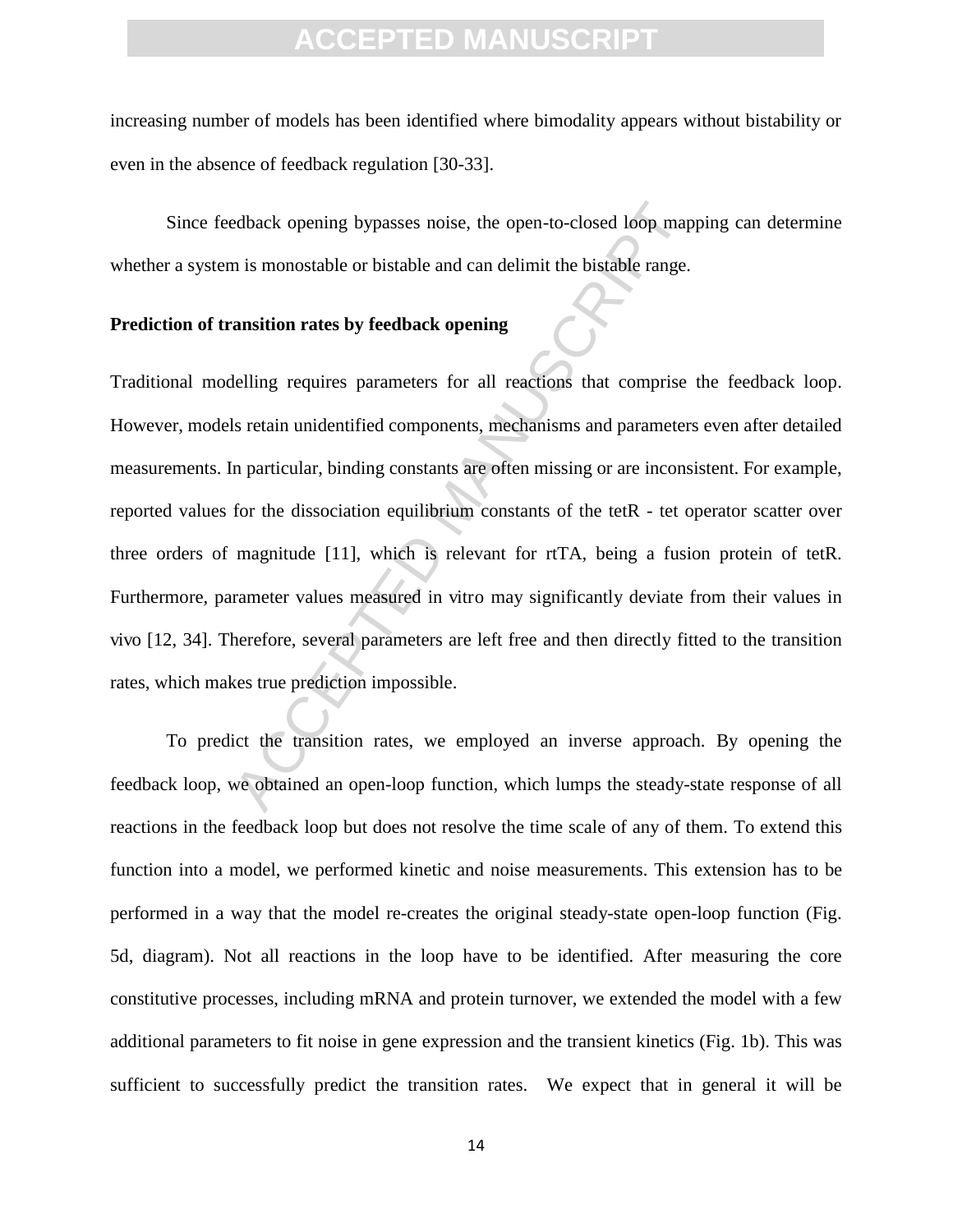increasing number of models has been identified where bimodality appears without bistability or even in the absence of feedback regulation [30-33].

Since feedback opening bypasses noise, the open-to-closed loop mapping can determine whether a system is monostable or bistable and can delimit the bistable range.

**Prediction of transition rates by feedback opening**

Traditional modelling requires parameters for all reactions that comprise the feedback loop. However, models retain unidentified components, mechanisms and parameters even after detailed measurements. In particular, binding constants are often missing or are inconsistent. For example, reported values for the dissociation equilibrium constants of the tetR - tet operator scatter over three orders of magnitude [11], which is relevant for rtTA, being a fusion protein of tetR. Furthermore, parameter values measured in vitro may significantly deviate from their values in vivo [12, 34]. Therefore, several parameters are left free and then directly fitted to the transition rates, which makes true prediction impossible.

To predict the transition rates, we employed an inverse approach. By opening the feedback loop, we obtained an open-loop function, which lumps the steady-state response of all reactions in the feedback loop but does not resolve the time scale of any of them. To extend this function into a model, we performed kinetic and noise measurements. This extension has to be performed in a way that the model re-creates the original steady-state open-loop function (Fig. 5d, diagram). Not all reactions in the loop have to be identified. After measuring the core constitutive processes, including mRNA and protein turnover, we extended the model with a few additional parameters to fit noise in gene expression and the transient kinetics (Fig. 1b). This was sufficient to successfully predict the transition rates. We expect that in general it will be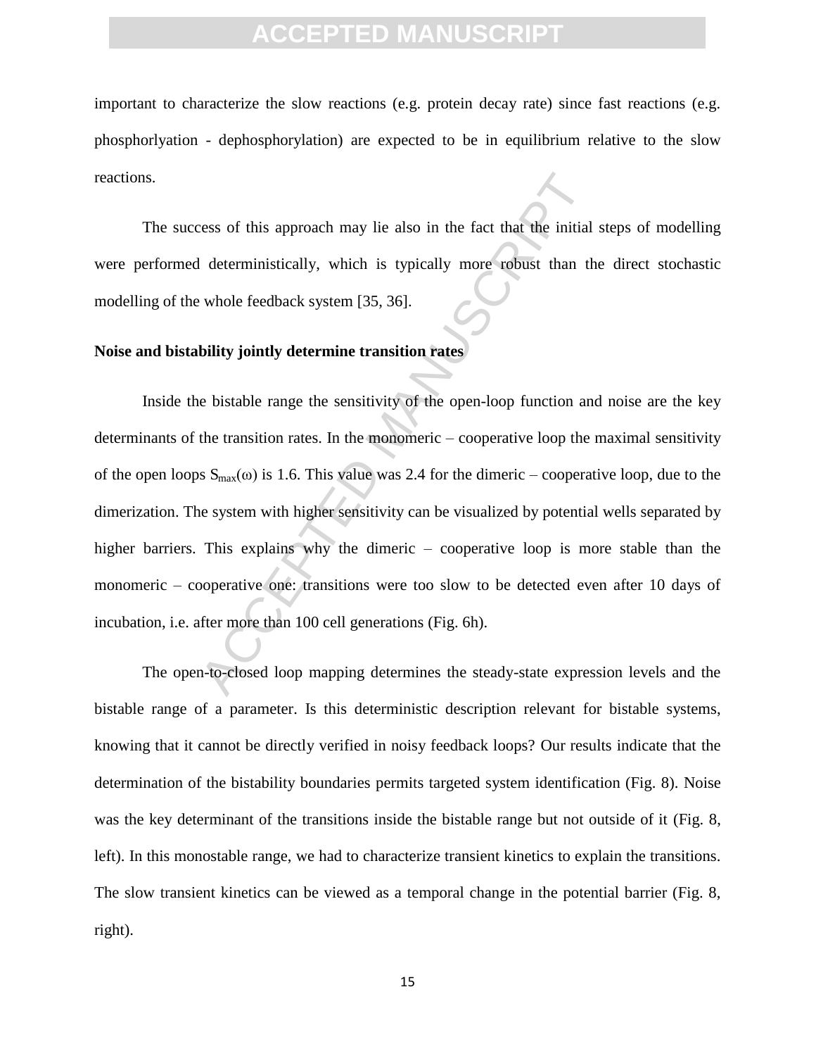important to characterize the slow reactions (e.g. protein decay rate) since fast reactions (e.g. phosphorlyation - dephosphorylation) are expected to be in equilibrium relative to the slow reactions.

The success of this approach may lie also in the fact that the initial steps of modelling were performed deterministically, which is typically more robust than the direct stochastic modelling of the whole feedback system [35, 36].

**Noise and bistability jointly determine transition rates**

Inside the bistable range the sensitivity of the open-loop function and noise are the key determinants of the transition rates. In the monomeric – cooperative loop the maximal sensitivity of the open loops $S_{max}(\omega)$ is 1.6. This value was 2.4 for the dimeric – cooperative loop, due to the dimerization. The system with higher sensitivity can be visualized by potential wells separated by higher barriers. This explains why the dimeric – cooperative loop is more stable than the monomeric – cooperative one: transitions were too slow to be detected even after 10 days of incubation, i.e. after more than 100 cell generations (Fig. 6h).

The open-to-closed loop mapping determines the steady-state expression levels and the bistable range of a parameter. Is this deterministic description relevant for bistable systems, knowing that it cannot be directly verified in noisy feedback loops? Our results indicate that the determination of the bistability boundaries permits targeted system identification (Fig. 8). Noise was the key determinant of the transitions inside the bistable range but not outside of it (Fig. 8, left). In this monostable range, we had to characterize transient kinetics to explain the transitions. The slow transient kinetics can be viewed as a temporal change in the potential barrier (Fig. 8, right).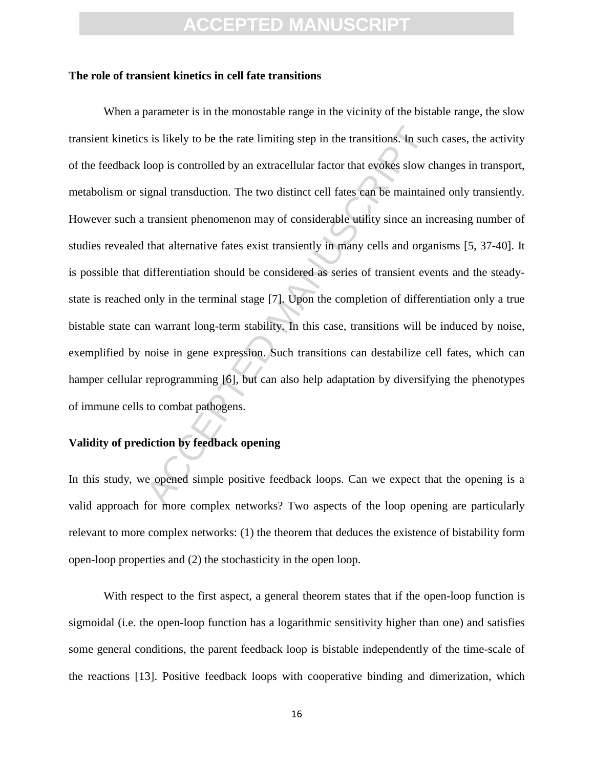**The role of transient kinetics in cell fate transitions**

When a parameter is in the monostable range in the vicinity of the bistable range, the slow transient kinetics is likely to be the rate limiting step in the transitions. In such cases, the activity of the feedback loop is controlled by an extracellular factor that evokes slow changes in transport, metabolism or signal transduction. The two distinct cell fates can be maintained only transiently. However such a transient phenomenon may of considerable utility since an increasing number of studies revealed that alternative fates exist transiently in many cells and organisms [5, 37-40]. It is possible that differentiation should be considered as series of transient events and the steady-state is reached only in the terminal stage [7]. Upon the completion of differentiation only a true bistable state can warrant long-term stability. In this case, transitions will be induced by noise, exemplified by noise in gene expression. Such transitions can destabilize cell fates, which can hamper cellular reprogramming [6], but can also help adaptation by diversifying the phenotypes of immune cells to combat pathogens.

**Validity of prediction by feedback opening**

In this study, we opened simple positive feedback loops. Can we expect that the opening is a valid approach for more complex networks? Two aspects of the loop opening are particularly relevant to more complex networks: (1) the theorem that deduces the existence of bistability form open-loop properties and (2) the stochasticity in the open loop.

With respect to the first aspect, a general theorem states that if the open-loop function is sigmoidal (i.e. the open-loop function has a logarithmic sensitivity higher than one) and satisfies some general conditions, the parent feedback loop is bistable independently of the time-scale of the reactions [13]. Positive feedback loops with cooperative binding and dimerization, which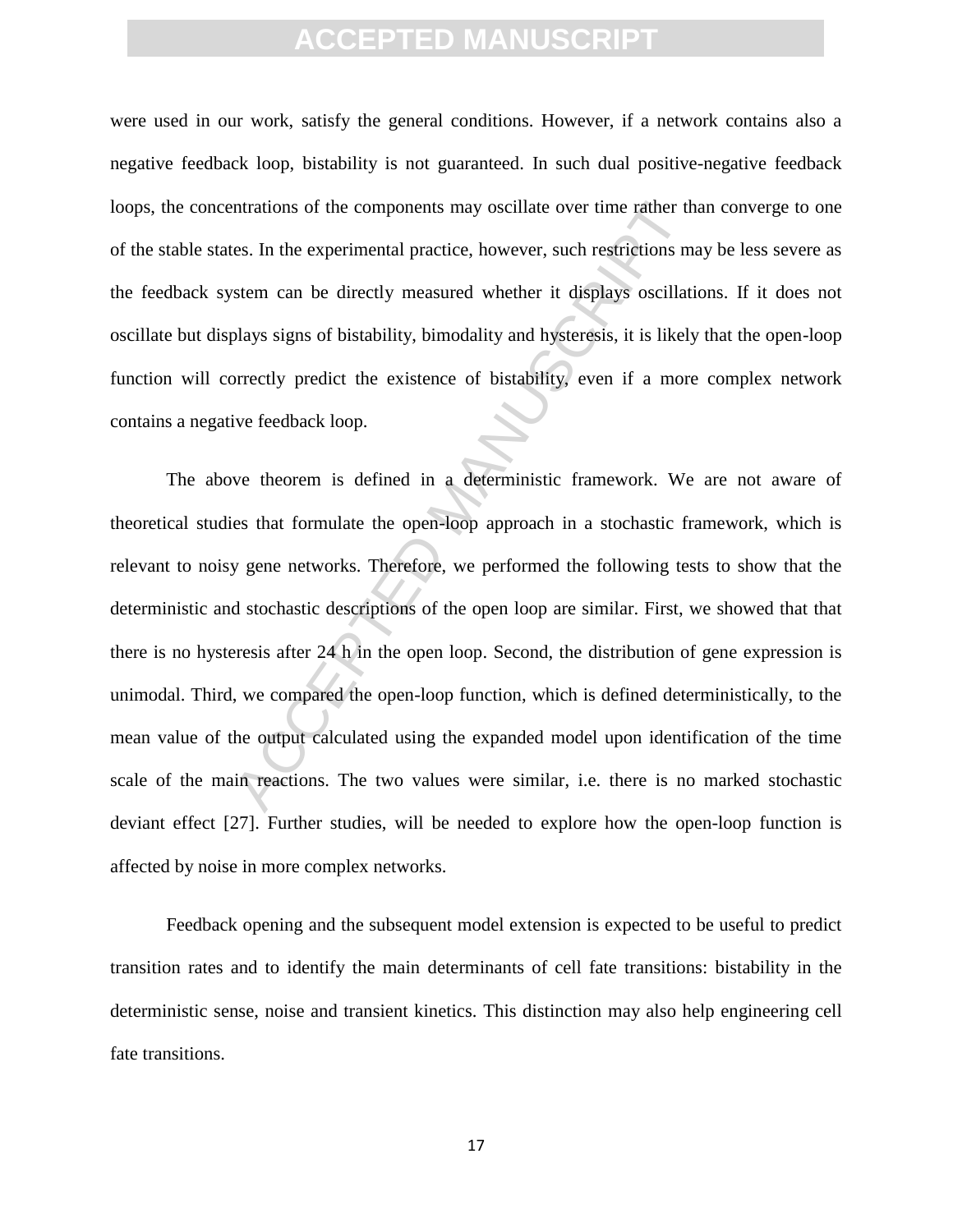were used in our work, satisfy the general conditions. However, if a network contains also a negative feedback loop, bistability is not guaranteed. In such dual positive-negative feedback loops, the concentrations of the components may oscillate over time rather than converge to one of the stable states. In the experimental practice, however, such restrictions may be less severe as the feedback system can be directly measured whether it displays oscillations. If it does not oscillate but displays signs of bistability, bimodality and hysteresis, it is likely that the open-loop function will correctly predict the existence of bistability, even if a more complex network contains a negative feedback loop.

The above theorem is defined in a deterministic framework. We are not aware of theoretical studies that formulate the open-loop approach in a stochastic framework, which is relevant to noisy gene networks. Therefore, we performed the following tests to show that the deterministic and stochastic descriptions of the open loop are similar. First, we showed that that there is no hysteresis after 24 h in the open loop. Second, the distribution of gene expression is unimodal. Third, we compared the open-loop function, which is defined deterministically, to the mean value of the output calculated using the expanded model upon identification of the time scale of the main reactions. The two values were similar, i.e. there is no marked stochastic deviant effect [27]. Further studies, will be needed to explore how the open-loop function is affected by noise in more complex networks.

Feedback opening and the subsequent model extension is expected to be useful to predict transition rates and to identify the main determinants of cell fate transitions: bistability in the deterministic sense, noise and transient kinetics. This distinction may also help engineering cell fate transitions.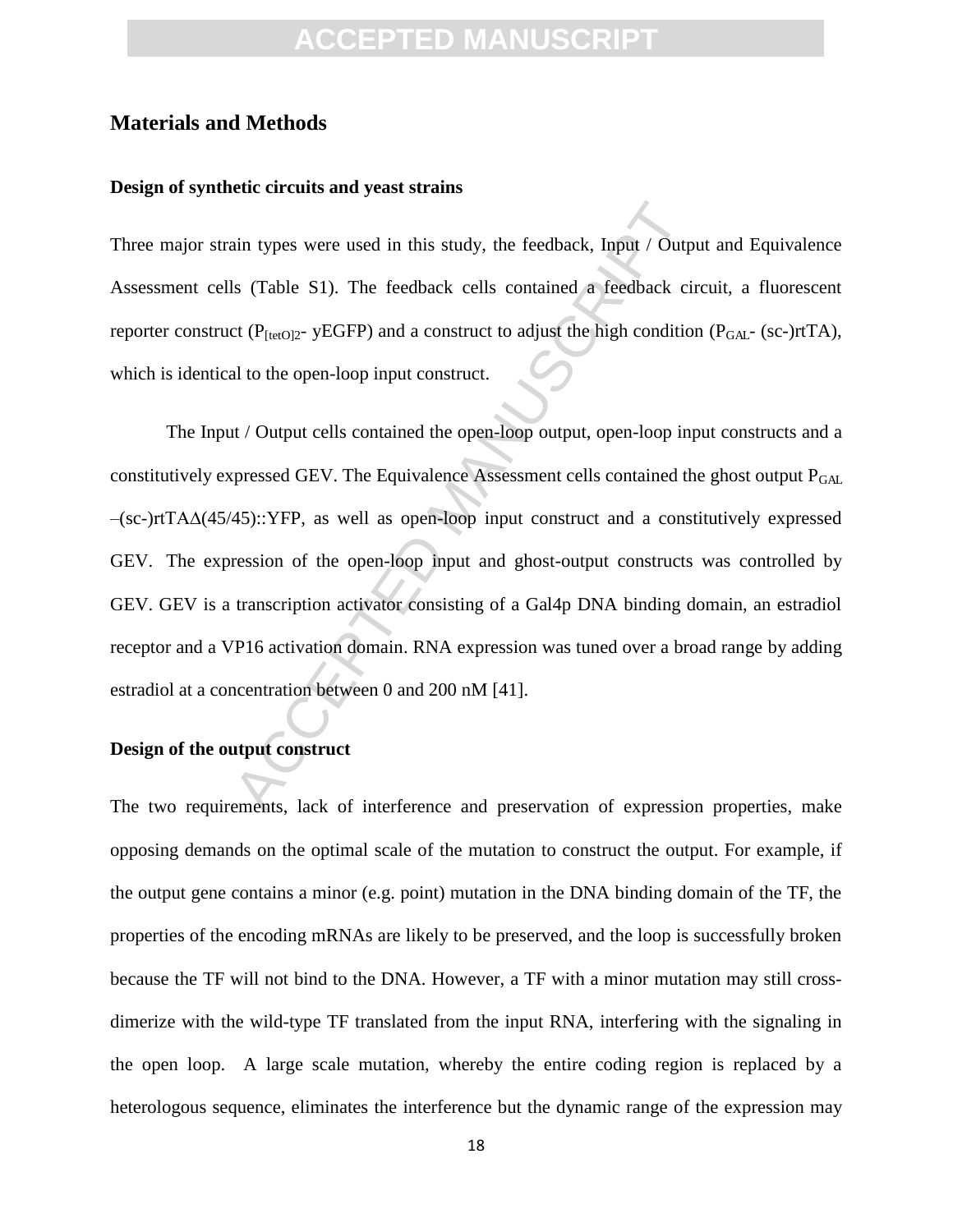## Materials and Methods

### Design of synthetic circuits and yeast strains

Three major strain types were used in this study, the feedback, Input / Output and Equivalence Assessment cells (Table S1). The feedback cells contained a feedback circuit, a fluorescent reporter construct ($P_{[tetO]2}$- yEGFP) and a construct to adjust the high condition ($P_{GAL}$- (sc-)rtTA), which is identical to the open-loop input construct.

The Input / Output cells contained the open-loop output, open-loop input constructs and a constitutively expressed GEV. The Equivalence Assessment cells contained the ghost output $P_{GAL}$ –(sc-)rtTA$\Delta$(45/45)::YFP, as well as open-loop input construct and a constitutively expressed GEV. The expression of the open-loop input and ghost-output constructs was controlled by GEV. GEV is a transcription activator consisting of a Gal4p DNA binding domain, an estradiol receptor and a VP16 activation domain. RNA expression was tuned over a broad range by adding estradiol at a concentration between 0 and 200 nM [41].

### Design of the output construct

The two requirements, lack of interference and preservation of expression properties, make opposing demands on the optimal scale of the mutation to construct the output. For example, if the output gene contains a minor (e.g. point) mutation in the DNA binding domain of the TF, the properties of the encoding mRNAs are likely to be preserved, and the loop is successfully broken because the TF will not bind to the DNA. However, a TF with a minor mutation may still cross-dimerize with the wild-type TF translated from the input RNA, interfering with the signaling in the open loop. A large scale mutation, whereby the entire coding region is replaced by a heterologous sequence, eliminates the interference but the dynamic range of the expression may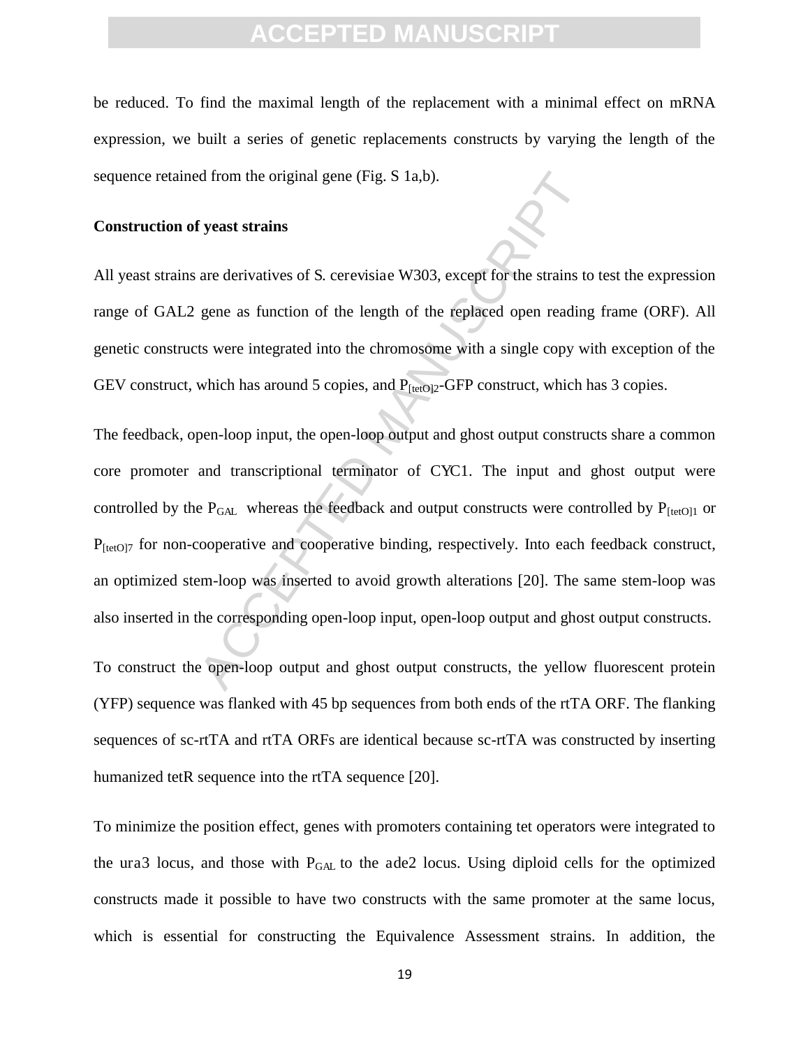be reduced. To find the maximal length of the replacement with a minimal effect on mRNA expression, we built a series of genetic replacements constructs by varying the length of the sequence retained from the original gene (Fig. S 1a,b).

**Construction of yeast strains**

All yeast strains are derivatives of *S. cerevisiae* W303, except for the strains to test the expression range of GAL2 gene as function of the length of the replaced open reading frame (ORF). All genetic constructs were integrated into the chromosome with a single copy with exception of the GEV construct, which has around 5 copies, and $P_{[tetO]2}$-GFP construct, which has 3 copies.

The feedback, open-loop input, the open-loop output and ghost output constructs share a common core promoter and transcriptional terminator of CYC1. The input and ghost output were controlled by the $P_{GAL}$ whereas the feedback and output constructs were controlled by $P_{[tetO]1}$ or $P_{[tetO]7}$ for non-cooperative and cooperative binding, respectively. Into each feedback construct, an optimized stem-loop was inserted to avoid growth alterations [20]. The same stem-loop was also inserted in the corresponding open-loop input, open-loop output and ghost output constructs.

To construct the open-loop output and ghost output constructs, the yellow fluorescent protein (YFP) sequence was flanked with 45 bp sequences from both ends of the rtTA ORF. The flanking sequences of sc-rtTA and rtTA ORFs are identical because sc-rtTA was constructed by inserting humanized tetR sequence into the rtTA sequence [20].

To minimize the position effect, genes with promoters containing tet operators were integrated to the *ura3* locus, and those with $P_{GAL}$ to the *ade2* locus. Using diploid cells for the optimized constructs made it possible to have two constructs with the same promoter at the same locus, which is essential for constructing the Equivalence Assessment strains. In addition, the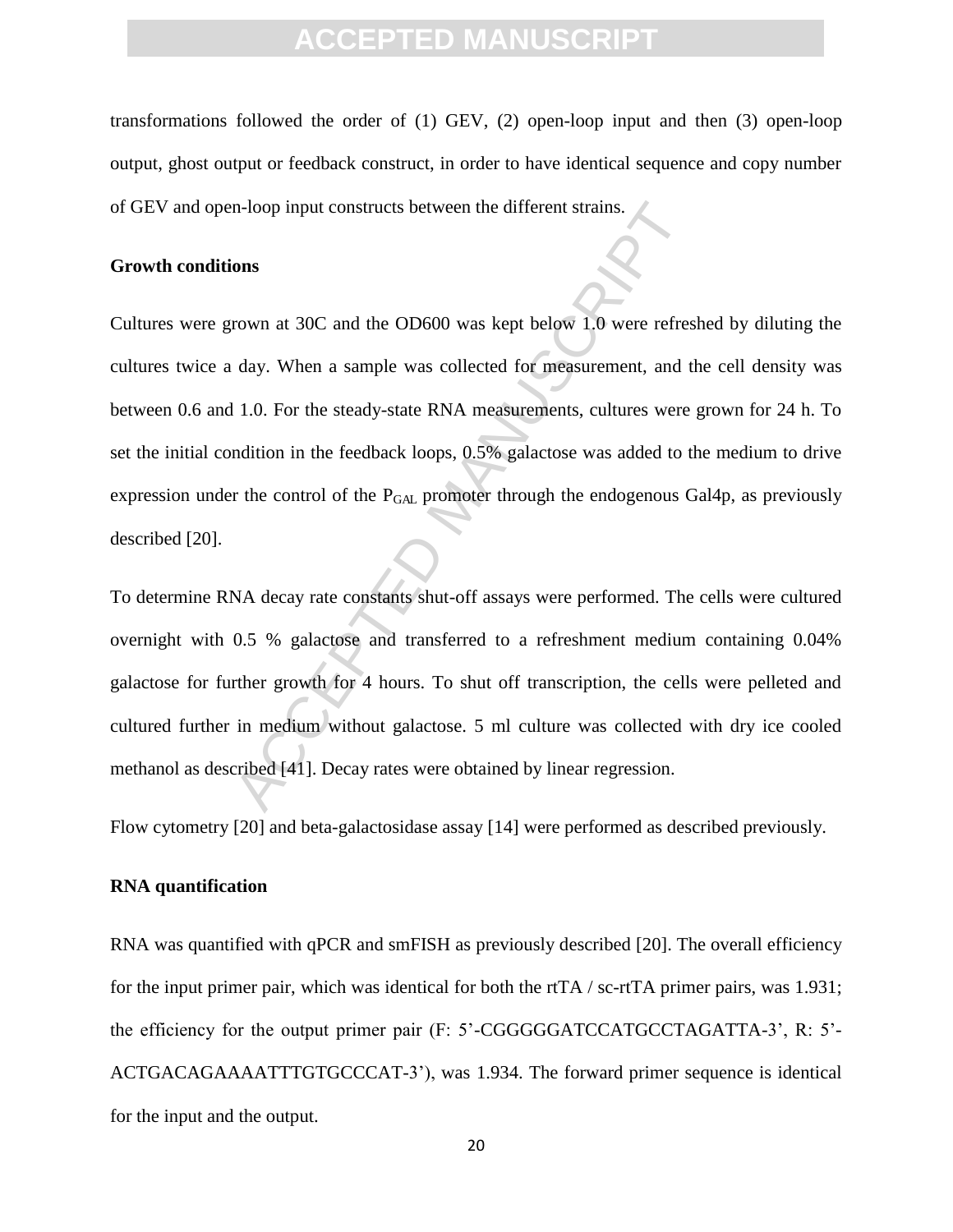transformations followed the order of (1) GEV, (2) open-loop input and then (3) open-loop output, ghost output or feedback construct, in order to have identical sequence and copy number of GEV and open-loop input constructs between the different strains.

**Growth conditions**

Cultures were grown at 30C and the OD600 was kept below 1.0 were refreshed by diluting the cultures twice a day. When a sample was collected for measurement, and the cell density was between 0.6 and 1.0. For the steady-state RNA measurements, cultures were grown for 24 h. To set the initial condition in the feedback loops, 0.5% galactose was added to the medium to drive expression under the control of the $P_{GAL}$ promoter through the endogenous Gal4p, as previously described [20].

To determine RNA decay rate constants shut-off assays were performed. The cells were cultured overnight with 0.5 % galactose and transferred to a refreshment medium containing 0.04% galactose for further growth for 4 hours. To shut off transcription, the cells were pelleted and cultured further in medium without galactose. 5 ml culture was collected with dry ice cooled methanol as described [41]. Decay rates were obtained by linear regression.

Flow cytometry [20] and beta-galactosidase assay [14] were performed as described previously.

**RNA quantification**

RNA was quantified with qPCR and smFISH as previously described [20]. The overall efficiency for the input primer pair, which was identical for both the rtTA / sc-rtTA primer pairs, was 1.931; the efficiency for the output primer pair (F: 5'-CGGGGGATCCATGCCTAGATTA-3', R: 5'-ACTGACAGAAAATTTGTGCCCAT-3'), was 1.934. The forward primer sequence is identical for the input and the output.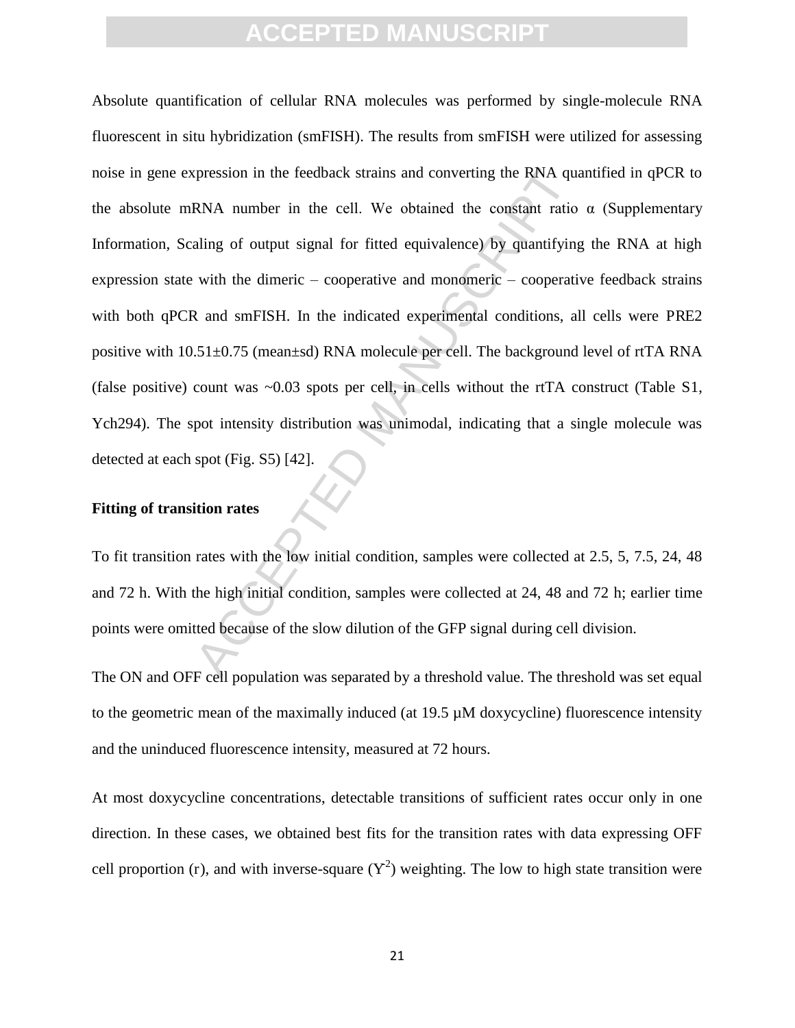Absolute quantification of cellular RNA molecules was performed by single-molecule RNA fluorescent in situ hybridization (smFISH). The results from smFISH were utilized for assessing noise in gene expression in the feedback strains and converting the RNA quantified in qPCR to the absolute mRNA number in the cell. We obtained the constant ratio α (Supplementary Information, Scaling of output signal for fitted equivalence) by quantifying the RNA at high expression state with the dimeric – cooperative and monomeric – cooperative feedback strains with both qPCR and smFISH. In the indicated experimental conditions, all cells were PRE2 positive with 10.51±0.75 (mean±sd) RNA molecule per cell. The background level of rtTA RNA (false positive) count was ~0.03 spots per cell, in cells without the rtTA construct (Table S1, Ych294). The spot intensity distribution was unimodal, indicating that a single molecule was detected at each spot (Fig. S5) [42].

**Fitting of transition rates**

To fit transition rates with the low initial condition, samples were collected at 2.5, 5, 7.5, 24, 48 and 72 h. With the high initial condition, samples were collected at 24, 48 and 72 h; earlier time points were omitted because of the slow dilution of the GFP signal during cell division.

The ON and OFF cell population was separated by a threshold value. The threshold was set equal to the geometric mean of the maximally induced (at 19.5 µM doxycycline) fluorescence intensity and the uninduced fluorescence intensity, measured at 72 hours.

At most doxycycline concentrations, detectable transitions of sufficient rates occur only in one direction. In these cases, we obtained best fits for the transition rates with data expressing OFF cell proportion (r), and with inverse-square ($Y^2$) weighting. The low to high state transition were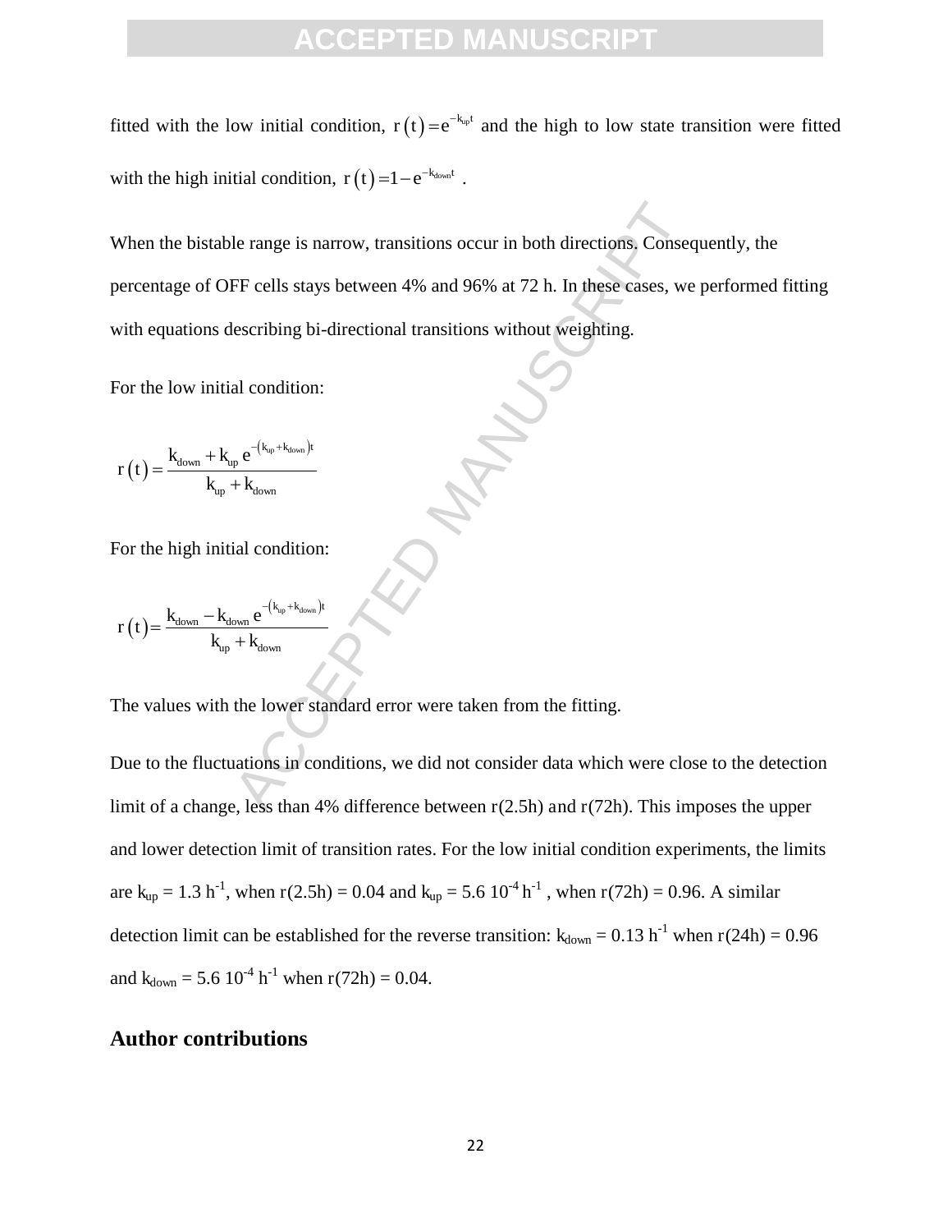fitted with the low initial condition, $r(t) = e^{-k_{up}t}$ and the high to low state transition were fitted with the high initial condition, $r(t) = 1 - e^{-k_{down}t}$ .

When the bistable range is narrow, transitions occur in both directions. Consequently, the percentage of OFF cells stays between 4% and 96% at 72 h. In these cases, we performed fitting with equations describing bi-directional transitions without weighting.

For the low initial condition:

$$r(t) = \frac{k_{down} + k_{up}\, e^{-(k_{up}+k_{down})t}}{k_{up} + k_{down}}$$

For the high initial condition:

$$r(t) = \frac{k_{down} - k_{down}\, e^{-(k_{up}+k_{down})t}}{k_{up} + k_{down}}$$

The values with the lower standard error were taken from the fitting.

Due to the fluctuations in conditions, we did not consider data which were close to the detection limit of a change, less than 4% difference between r(2.5h) and r(72h). This imposes the upper and lower detection limit of transition rates. For the low initial condition experiments, the limits are $k_{up}$ = 1.3 $h^{-1}$, when r(2.5h) = 0.04 and $k_{up}$ = 5.6 $10^{-4}$ $h^{-1}$ , when r(72h) = 0.96. A similar detection limit can be established for the reverse transition: $k_{down}$ = 0.13 $h^{-1}$ when r(24h) = 0.96 and $k_{down}$ = 5.6 $10^{-4}$ $h^{-1}$ when r(72h) = 0.04.

## Author contributions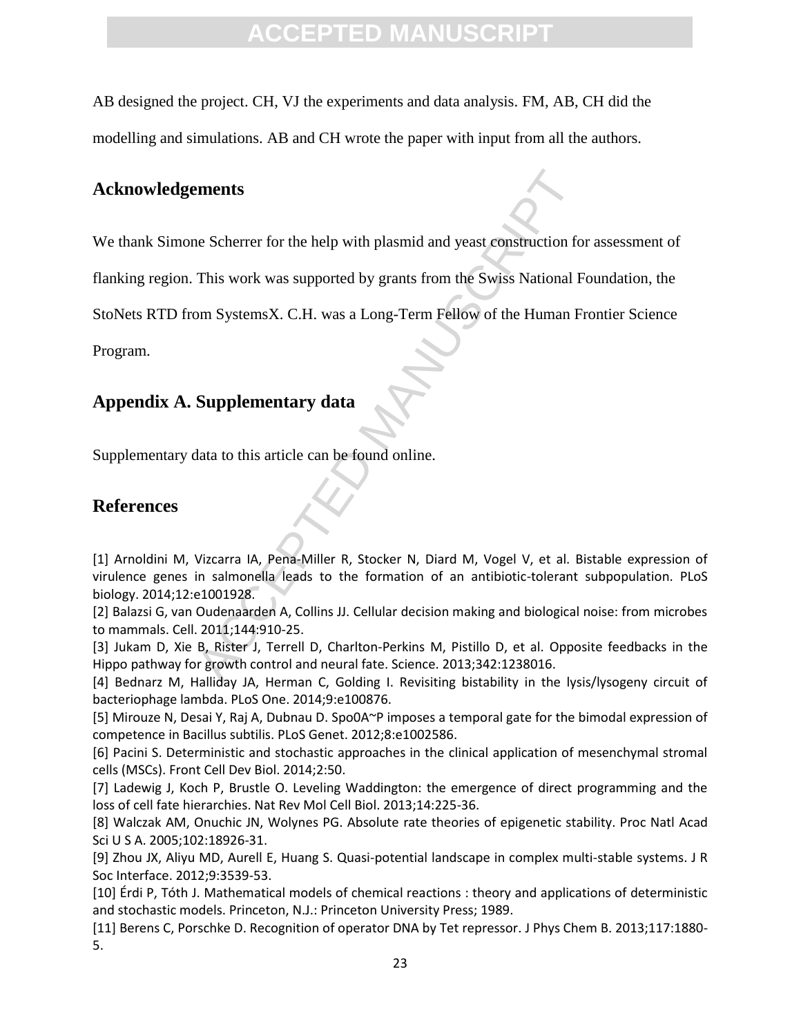AB designed the project. CH, VJ the experiments and data analysis. FM, AB, CH did the modelling and simulations. AB and CH wrote the paper with input from all the authors.

## Acknowledgements

We thank Simone Scherrer for the help with plasmid and yeast construction for assessment of flanking region. This work was supported by grants from the Swiss National Foundation, the StoNets RTD from SystemsX. C.H. was a Long-Term Fellow of the Human Frontier Science Program.

## Appendix A. Supplementary data

Supplementary data to this article can be found online.

## References

[1] Arnoldini M, Vizcarra IA, Pena-Miller R, Stocker N, Diard M, Vogel V, et al. Bistable expression of virulence genes in salmonella leads to the formation of an antibiotic-tolerant subpopulation. PLoS biology. 2014;12:e1001928.

[2] Balazsi G, van Oudenaarden A, Collins JJ. Cellular decision making and biological noise: from microbes to mammals. Cell. 2011;144:910-25.

[3] Jukam D, Xie B, Rister J, Terrell D, Charlton-Perkins M, Pistillo D, et al. Opposite feedbacks in the Hippo pathway for growth control and neural fate. Science. 2013;342:1238016.

[4] Bednarz M, Halliday JA, Herman C, Golding I. Revisiting bistability in the lysis/lysogeny circuit of bacteriophage lambda. PLoS One. 2014;9:e100876.

[5] Mirouze N, Desai Y, Raj A, Dubnau D. Spo0A~P imposes a temporal gate for the bimodal expression of competence in Bacillus subtilis. PLoS Genet. 2012;8:e1002586.

[6] Pacini S. Deterministic and stochastic approaches in the clinical application of mesenchymal stromal cells (MSCs). Front Cell Dev Biol. 2014;2:50.

[7] Ladewig J, Koch P, Brustle O. Leveling Waddington: the emergence of direct programming and the loss of cell fate hierarchies. Nat Rev Mol Cell Biol. 2013;14:225-36.

[8] Walczak AM, Onuchic JN, Wolynes PG. Absolute rate theories of epigenetic stability. Proc Natl Acad Sci U S A. 2005;102:18926-31.

[9] Zhou JX, Aliyu MD, Aurell E, Huang S. Quasi-potential landscape in complex multi-stable systems. J R Soc Interface. 2012;9:3539-53.

[10] Érdi P, Tóth J. Mathematical models of chemical reactions : theory and applications of deterministic and stochastic models. Princeton, N.J.: Princeton University Press; 1989.

[11] Berens C, Porschke D. Recognition of operator DNA by Tet repressor. J Phys Chem B. 2013;117:1880-5.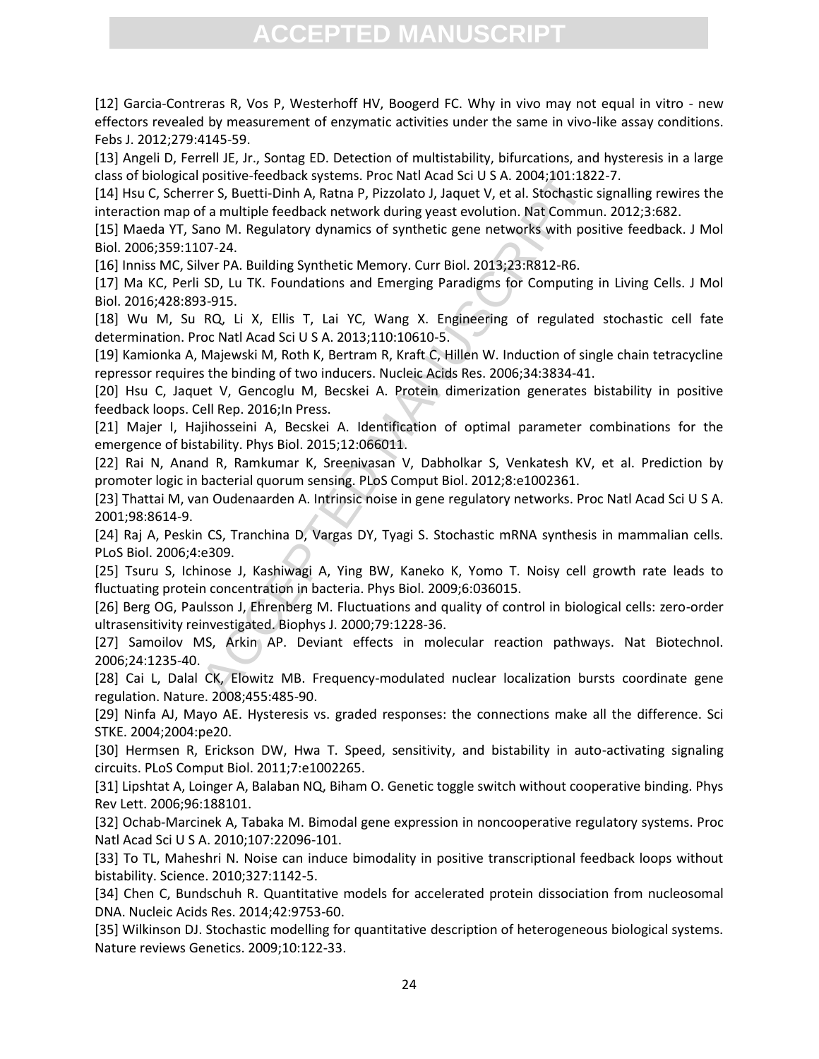[12] Garcia-Contreras R, Vos P, Westerhoff HV, Boogerd FC. Why in vivo may not equal in vitro - new effectors revealed by measurement of enzymatic activities under the same in vivo-like assay conditions. Febs J. 2012;279:4145-59.

[13] Angeli D, Ferrell JE, Jr., Sontag ED. Detection of multistability, bifurcations, and hysteresis in a large class of biological positive-feedback systems. Proc Natl Acad Sci U S A. 2004;101:1822-7.

[14] Hsu C, Scherrer S, Buetti-Dinh A, Ratna P, Pizzolato J, Jaquet V, et al. Stochastic signalling rewires the interaction map of a multiple feedback network during yeast evolution. Nat Commun. 2012;3:682.

[15] Maeda YT, Sano M. Regulatory dynamics of synthetic gene networks with positive feedback. J Mol Biol. 2006;359:1107-24.

[16] Inniss MC, Silver PA. Building Synthetic Memory. Curr Biol. 2013;23:R812-R6.

[17] Ma KC, Perli SD, Lu TK. Foundations and Emerging Paradigms for Computing in Living Cells. J Mol Biol. 2016;428:893-915.

[18] Wu M, Su RQ, Li X, Ellis T, Lai YC, Wang X. Engineering of regulated stochastic cell fate determination. Proc Natl Acad Sci U S A. 2013;110:10610-5.

[19] Kamionka A, Majewski M, Roth K, Bertram R, Kraft C, Hillen W. Induction of single chain tetracycline repressor requires the binding of two inducers. Nucleic Acids Res. 2006;34:3834-41.

[20] Hsu C, Jaquet V, Gencoglu M, Becskei A. Protein dimerization generates bistability in positive feedback loops. Cell Rep. 2016;In Press.

[21] Majer I, Hajihosseini A, Becskei A. Identification of optimal parameter combinations for the emergence of bistability. Phys Biol. 2015;12:066011.

[22] Rai N, Anand R, Ramkumar K, Sreenivasan V, Dabholkar S, Venkatesh KV, et al. Prediction by promoter logic in bacterial quorum sensing. PLoS Comput Biol. 2012;8:e1002361.

[23] Thattai M, van Oudenaarden A. Intrinsic noise in gene regulatory networks. Proc Natl Acad Sci U S A. 2001;98:8614-9.

[24] Raj A, Peskin CS, Tranchina D, Vargas DY, Tyagi S. Stochastic mRNA synthesis in mammalian cells. PLoS Biol. 2006;4:e309.

[25] Tsuru S, Ichinose J, Kashiwagi A, Ying BW, Kaneko K, Yomo T. Noisy cell growth rate leads to fluctuating protein concentration in bacteria. Phys Biol. 2009;6:036015.

[26] Berg OG, Paulsson J, Ehrenberg M. Fluctuations and quality of control in biological cells: zero-order ultrasensitivity reinvestigated. Biophys J. 2000;79:1228-36.

[27] Samoilov MS, Arkin AP. Deviant effects in molecular reaction pathways. Nat Biotechnol. 2006;24:1235-40.

[28] Cai L, Dalal CK, Elowitz MB. Frequency-modulated nuclear localization bursts coordinate gene regulation. Nature. 2008;455:485-90.

[29] Ninfa AJ, Mayo AE. Hysteresis vs. graded responses: the connections make all the difference. Sci STKE. 2004;2004:pe20.

[30] Hermsen R, Erickson DW, Hwa T. Speed, sensitivity, and bistability in auto-activating signaling circuits. PLoS Comput Biol. 2011;7:e1002265.

[31] Lipshtat A, Loinger A, Balaban NQ, Biham O. Genetic toggle switch without cooperative binding. Phys Rev Lett. 2006;96:188101.

[32] Ochab-Marcinek A, Tabaka M. Bimodal gene expression in noncooperative regulatory systems. Proc Natl Acad Sci U S A. 2010;107:22096-101.

[33] To TL, Maheshri N. Noise can induce bimodality in positive transcriptional feedback loops without bistability. Science. 2010;327:1142-5.

[34] Chen C, Bundschuh R. Quantitative models for accelerated protein dissociation from nucleosomal DNA. Nucleic Acids Res. 2014;42:9753-60.

[35] Wilkinson DJ. Stochastic modelling for quantitative description of heterogeneous biological systems. Nature reviews Genetics. 2009;10:122-33.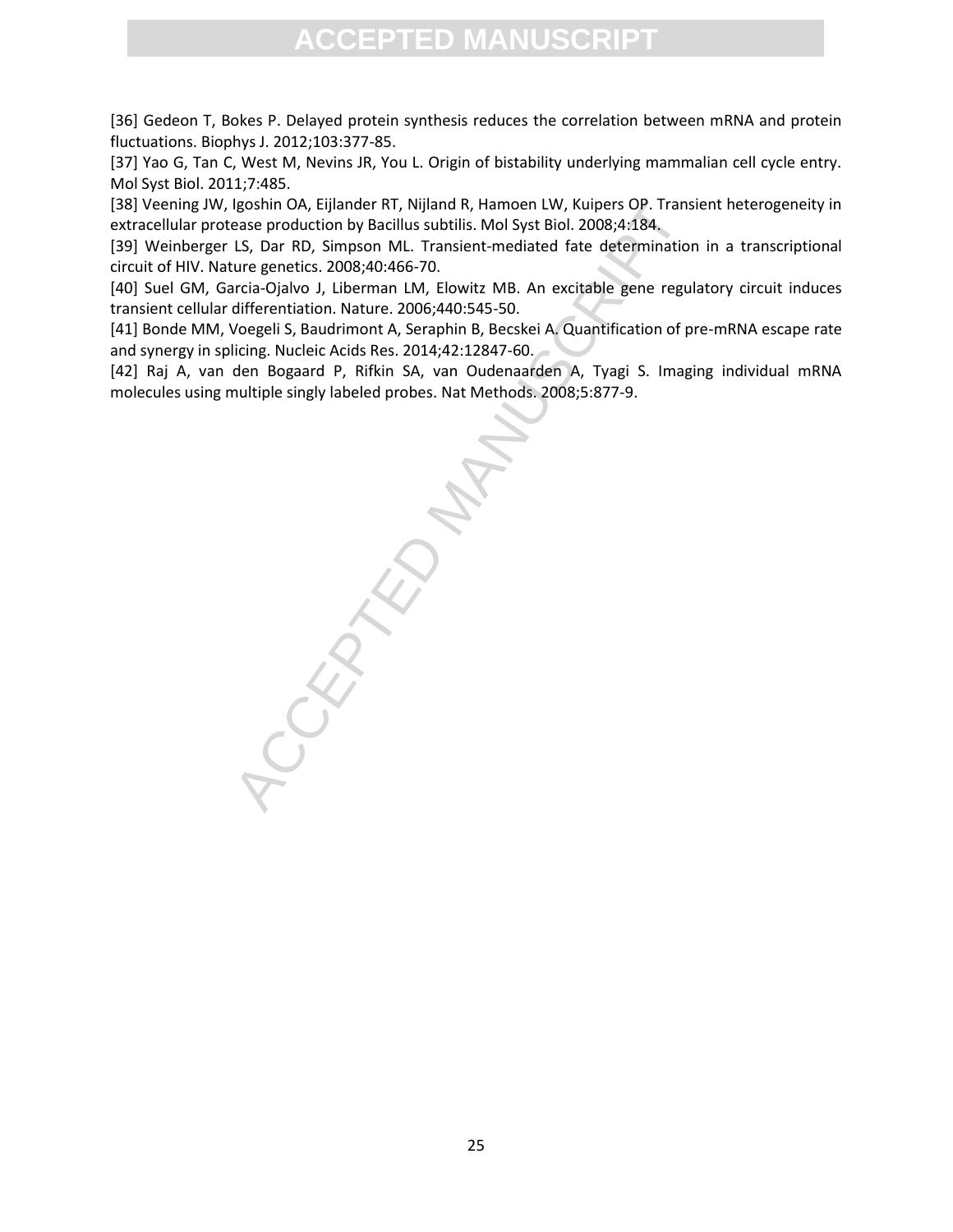[36] Gedeon T, Bokes P. Delayed protein synthesis reduces the correlation between mRNA and protein fluctuations. Biophys J. 2012;103:377-85.

[37] Yao G, Tan C, West M, Nevins JR, You L. Origin of bistability underlying mammalian cell cycle entry. Mol Syst Biol. 2011;7:485.

[38] Veening JW, Igoshin OA, Eijlander RT, Nijland R, Hamoen LW, Kuipers OP. Transient heterogeneity in extracellular protease production by Bacillus subtilis. Mol Syst Biol. 2008;4:184.

[39] Weinberger LS, Dar RD, Simpson ML. Transient-mediated fate determination in a transcriptional circuit of HIV. Nature genetics. 2008;40:466-70.

[40] Suel GM, Garcia-Ojalvo J, Liberman LM, Elowitz MB. An excitable gene regulatory circuit induces transient cellular differentiation. Nature. 2006;440:545-50.

[41] Bonde MM, Voegeli S, Baudrimont A, Seraphin B, Becskei A. Quantification of pre-mRNA escape rate and synergy in splicing. Nucleic Acids Res. 2014;42:12847-60.

[42] Raj A, van den Bogaard P, Rifkin SA, van Oudenaarden A, Tyagi S. Imaging individual mRNA molecules using multiple singly labeled probes. Nat Methods. 2008;5:877-9.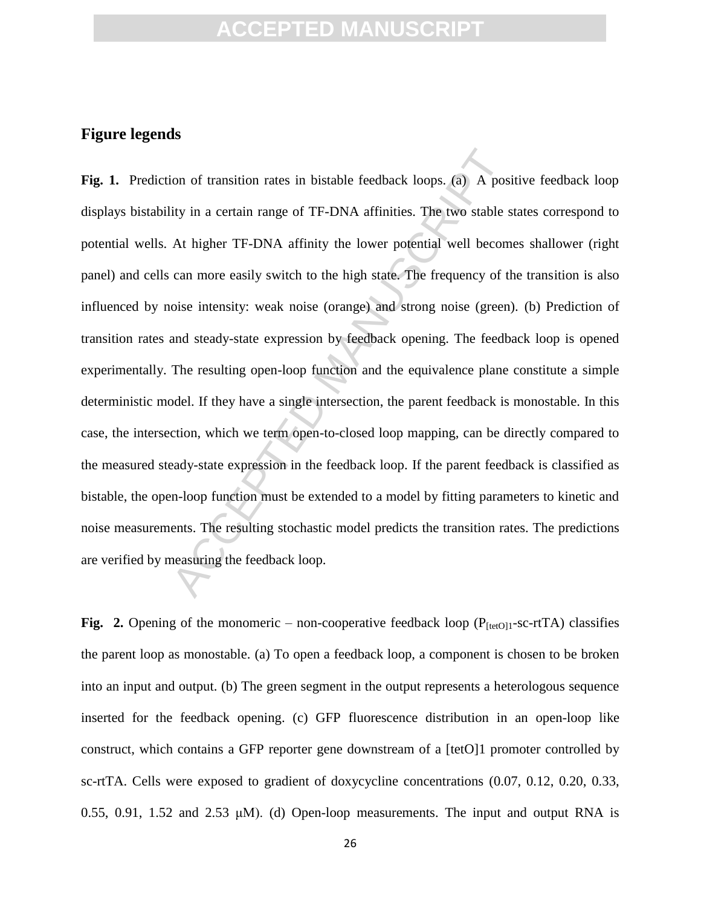## Figure legends

**Fig. 1.** Prediction of transition rates in bistable feedback loops. (a) A positive feedback loop displays bistability in a certain range of TF-DNA affinities. The two stable states correspond to potential wells. At higher TF-DNA affinity the lower potential well becomes shallower (right panel) and cells can more easily switch to the high state. The frequency of the transition is also influenced by noise intensity: weak noise (orange) and strong noise (green). (b) Prediction of transition rates and steady-state expression by feedback opening. The feedback loop is opened experimentally. The resulting open-loop function and the equivalence plane constitute a simple deterministic model. If they have a single intersection, the parent feedback is monostable. In this case, the intersection, which we term open-to-closed loop mapping, can be directly compared to the measured steady-state expression in the feedback loop. If the parent feedback is classified as bistable, the open-loop function must be extended to a model by fitting parameters to kinetic and noise measurements. The resulting stochastic model predicts the transition rates. The predictions are verified by measuring the feedback loop.

**Fig. 2.** Opening of the monomeric – non-cooperative feedback loop ($P_{[tetO]1}$-sc-rtTA) classifies the parent loop as monostable. (a) To open a feedback loop, a component is chosen to be broken into an input and output. (b) The green segment in the output represents a heterologous sequence inserted for the feedback opening. (c) GFP fluorescence distribution in an open-loop like construct, which contains a GFP reporter gene downstream of a [tetO]1 promoter controlled by sc-rtTA. Cells were exposed to gradient of doxycycline concentrations (0.07, 0.12, 0.20, 0.33, 0.55, 0.91, 1.52 and 2.53 μM). (d) Open-loop measurements. The input and output RNA is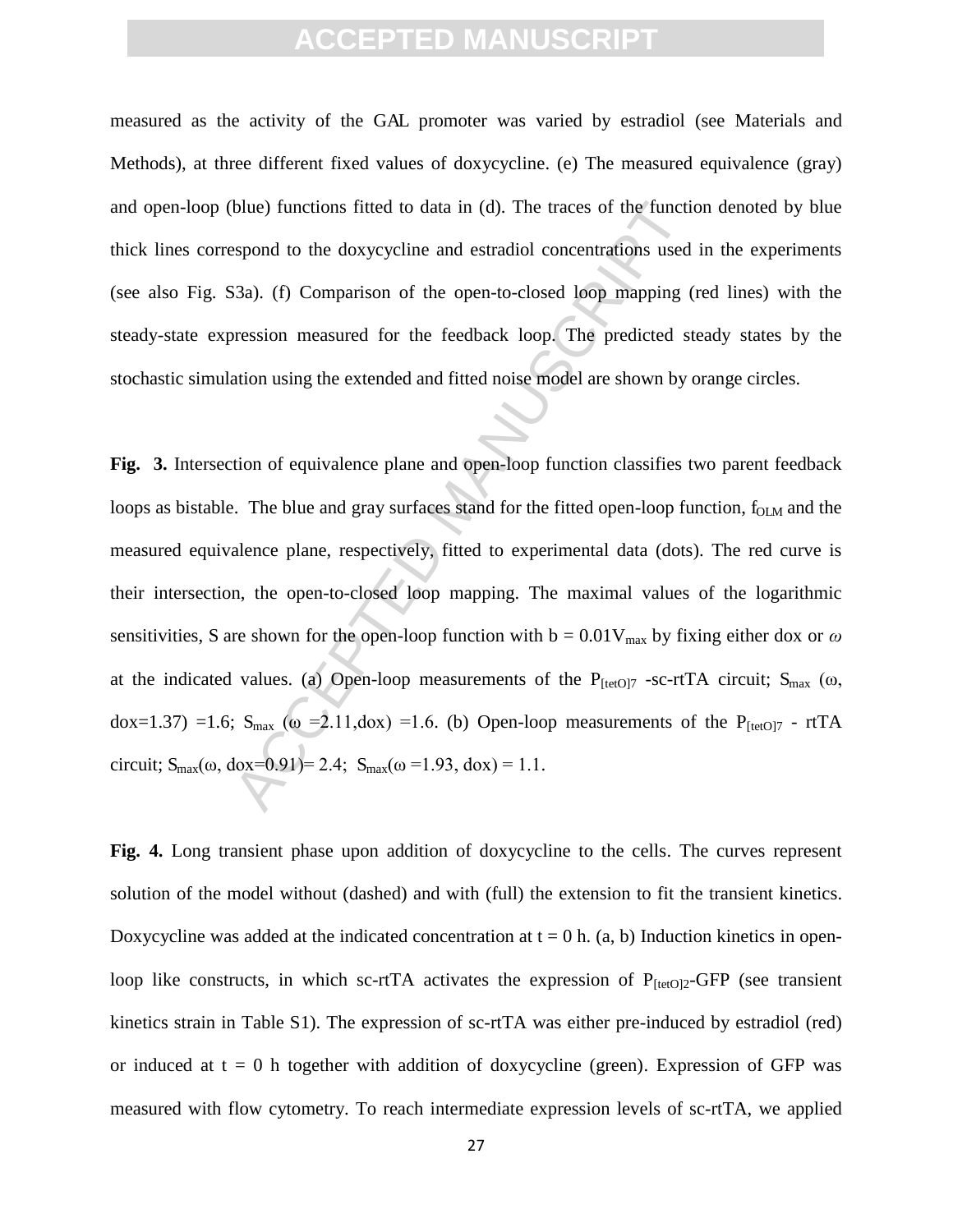measured as the activity of the GAL promoter was varied by estradiol (see Materials and Methods), at three different fixed values of doxycycline. (e) The measured equivalence (gray) and open-loop (blue) functions fitted to data in (d). The traces of the function denoted by blue thick lines correspond to the doxycycline and estradiol concentrations used in the experiments (see also Fig. S3a). (f) Comparison of the open-to-closed loop mapping (red lines) with the steady-state expression measured for the feedback loop. The predicted steady states by the stochastic simulation using the extended and fitted noise model are shown by orange circles.

**Fig. 3.** Intersection of equivalence plane and open-loop function classifies two parent feedback loops as bistable. The blue and gray surfaces stand for the fitted open-loop function, $f_{OLM}$ and the measured equivalence plane, respectively, fitted to experimental data (dots). The red curve is their intersection, the open-to-closed loop mapping. The maximal values of the logarithmic sensitivities, S are shown for the open-loop function with $b = 0.01V_{max}$ by fixing either dox or $\omega$ at the indicated values. (a) Open-loop measurements of the $P_{[tetO]7}$ -sc-rtTA circuit; $S_{max}$ ($\omega$, dox=1.37) =1.6; $S_{max}$ ($\omega$ =2.11,dox) =1.6. (b) Open-loop measurements of the $P_{[tetO]7}$ - rtTA circuit; $S_{max}$($\omega$, dox=0.91)= 2.4; $S_{max}$($\omega$ =1.93, dox) = 1.1.

**Fig. 4.** Long transient phase upon addition of doxycycline to the cells. The curves represent solution of the model without (dashed) and with (full) the extension to fit the transient kinetics. Doxycycline was added at the indicated concentration at t = 0 h. (a, b) Induction kinetics in open-loop like constructs, in which sc-rtTA activates the expression of $P_{[tetO]2}$-GFP (see transient kinetics strain in Table S1). The expression of sc-rtTA was either pre-induced by estradiol (red) or induced at t = 0 h together with addition of doxycycline (green). Expression of GFP was measured with flow cytometry. To reach intermediate expression levels of sc-rtTA, we applied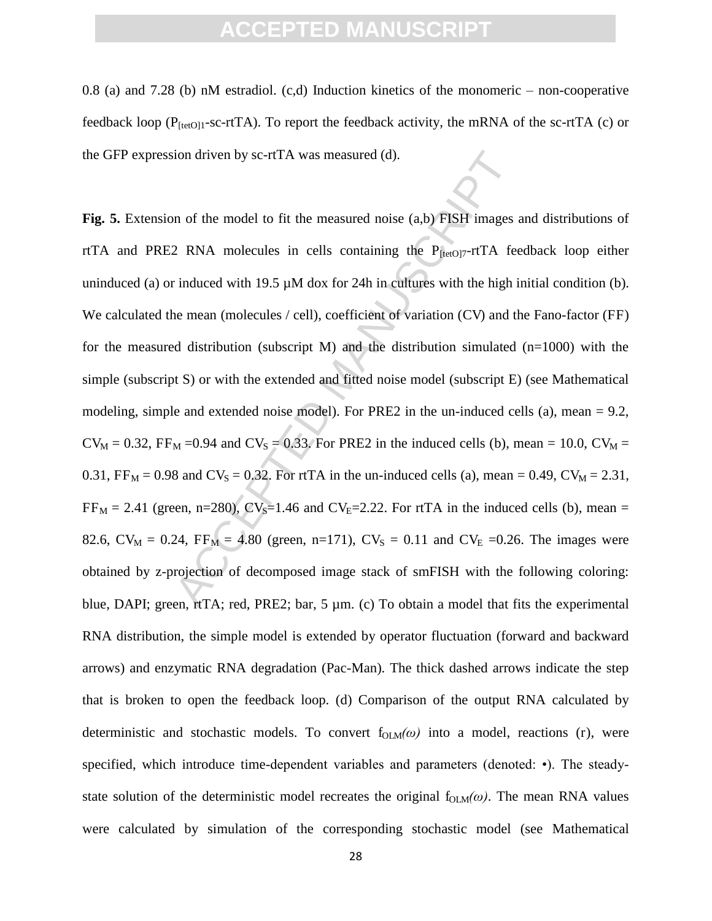0.8 (a) and 7.28 (b) nM estradiol. (c,d) Induction kinetics of the monomeric – non-cooperative feedback loop ($P_{[tetO]1}$-sc-rtTA). To report the feedback activity, the mRNA of the sc-rtTA (c) or the GFP expression driven by sc-rtTA was measured (d).

**Fig. 5.** Extension of the model to fit the measured noise (a,b) FISH images and distributions of rtTA and PRE2 RNA molecules in cells containing the $P_{[tetO]7}$-rtTA feedback loop either uninduced (a) or induced with 19.5 µM dox for 24h in cultures with the high initial condition (b). We calculated the mean (molecules / cell), coefficient of variation (CV) and the Fano-factor (FF) for the measured distribution (subscript M) and the distribution simulated (n=1000) with the simple (subscript S) or with the extended and fitted noise model (subscript E) (see Mathematical modeling, simple and extended noise model). For PRE2 in the un-induced cells (a), mean = 9.2, $CV_M = 0.32$, $FF_M = 0.94$ and $CV_S = 0.33$. For PRE2 in the induced cells (b), mean = 10.0, $CV_M = 0.31$, $FF_M = 0.98$ and $CV_S = 0.32$. For rtTA in the un-induced cells (a), mean = 0.49, $CV_M = 2.31$, $FF_M = 2.41$ (green, n=280), $CV_S = 1.46$ and $CV_E = 2.22$. For rtTA in the induced cells (b), mean = 82.6, $CV_M = 0.24$, $FF_M = 4.80$ (green, n=171), $CV_S = 0.11$ and $CV_E = 0.26$. The images were obtained by z-projection of decomposed image stack of smFISH with the following coloring: blue, DAPI; green, rtTA; red, PRE2; bar, 5 µm. (c) To obtain a model that fits the experimental RNA distribution, the simple model is extended by operator fluctuation (forward and backward arrows) and enzymatic RNA degradation (Pac-Man). The thick dashed arrows indicate the step that is broken to open the feedback loop. (d) Comparison of the output RNA calculated by deterministic and stochastic models. To convert $f_{OLM}(\omega)$ into a model, reactions (r), were specified, which introduce time-dependent variables and parameters (denoted: •). The steady-state solution of the deterministic model recreates the original $f_{OLM}(\omega)$. The mean RNA values were calculated by simulation of the corresponding stochastic model (see Mathematical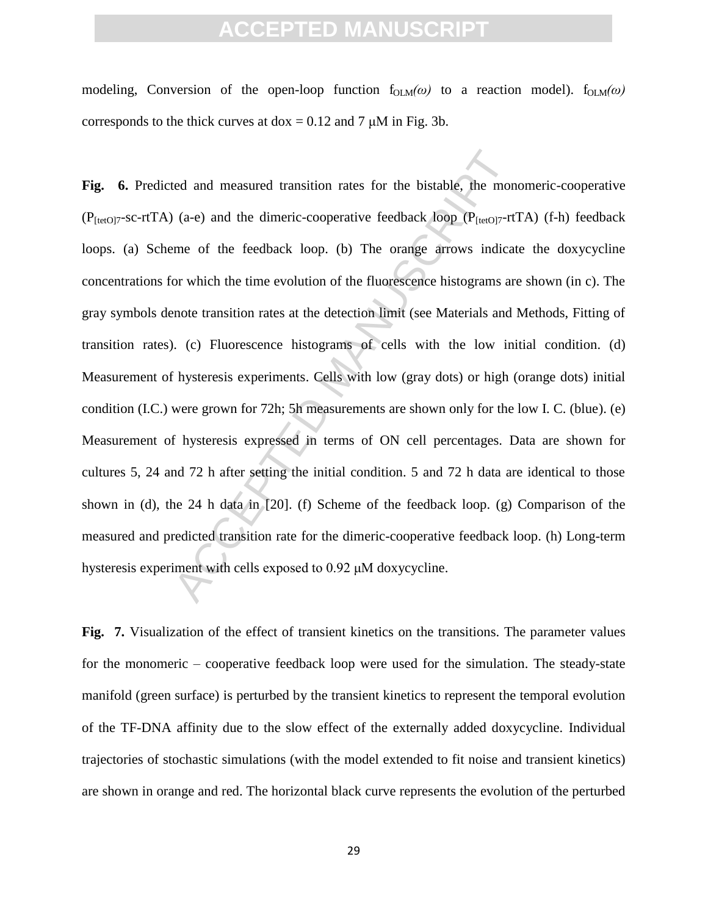modeling, Conversion of the open-loop function $f_{OLM}(\omega)$ to a reaction model). $f_{OLM}(\omega)$ corresponds to the thick curves at dox = 0.12 and 7 μM in Fig. 3b.

**Fig. 6.** Predicted and measured transition rates for the bistable, the monomeric-cooperative ($P_{[tetO]7}$-sc-rtTA) (a-e) and the dimeric-cooperative feedback loop ($P_{[tetO]7}$-rtTA) (f-h) feedback loops. (a) Scheme of the feedback loop. (b) The orange arrows indicate the doxycycline concentrations for which the time evolution of the fluorescence histograms are shown (in c). The gray symbols denote transition rates at the detection limit (see Materials and Methods, Fitting of transition rates). (c) Fluorescence histograms of cells with the low initial condition. (d) Measurement of hysteresis experiments. Cells with low (gray dots) or high (orange dots) initial condition (I.C.) were grown for 72h; 5h measurements are shown only for the low I. C. (blue). (e) Measurement of hysteresis expressed in terms of ON cell percentages. Data are shown for cultures 5, 24 and 72 h after setting the initial condition. 5 and 72 h data are identical to those shown in (d), the 24 h data in [20]. (f) Scheme of the feedback loop. (g) Comparison of the measured and predicted transition rate for the dimeric-cooperative feedback loop. (h) Long-term hysteresis experiment with cells exposed to 0.92 μM doxycycline.

**Fig. 7.** Visualization of the effect of transient kinetics on the transitions. The parameter values for the monomeric – cooperative feedback loop were used for the simulation. The steady-state manifold (green surface) is perturbed by the transient kinetics to represent the temporal evolution of the TF-DNA affinity due to the slow effect of the externally added doxycycline. Individual trajectories of stochastic simulations (with the model extended to fit noise and transient kinetics) are shown in orange and red. The horizontal black curve represents the evolution of the perturbed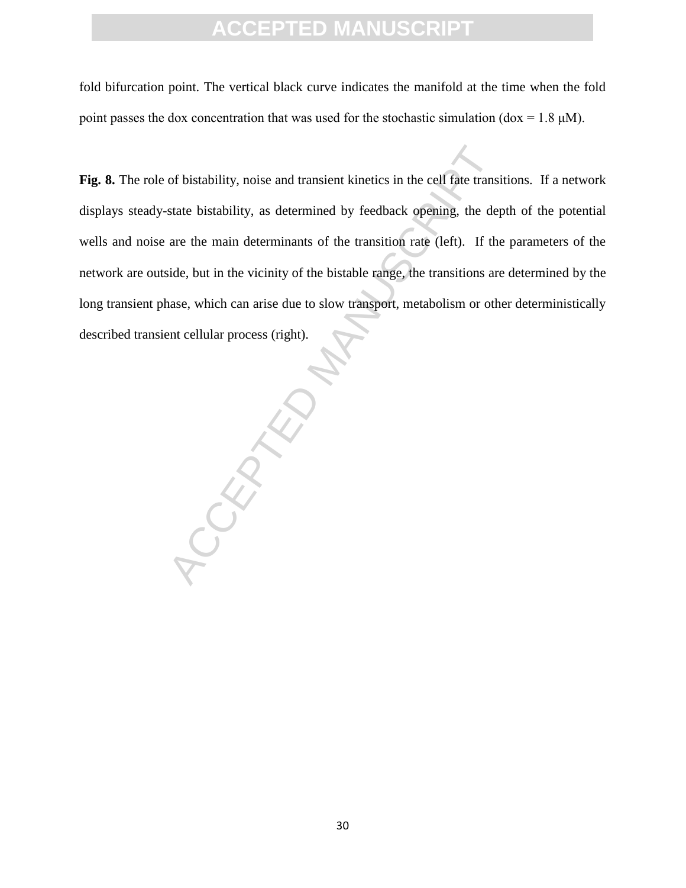fold bifurcation point. The vertical black curve indicates the manifold at the time when the fold point passes the dox concentration that was used for the stochastic simulation (dox = 1.8 μM).

**Fig. 8.** The role of bistability, noise and transient kinetics in the cell fate transitions. If a network displays steady-state bistability, as determined by feedback opening, the depth of the potential wells and noise are the main determinants of the transition rate (left). If the parameters of the network are outside, but in the vicinity of the bistable range, the transitions are determined by the long transient phase, which can arise due to slow transport, metabolism or other deterministically described transient cellular process (right).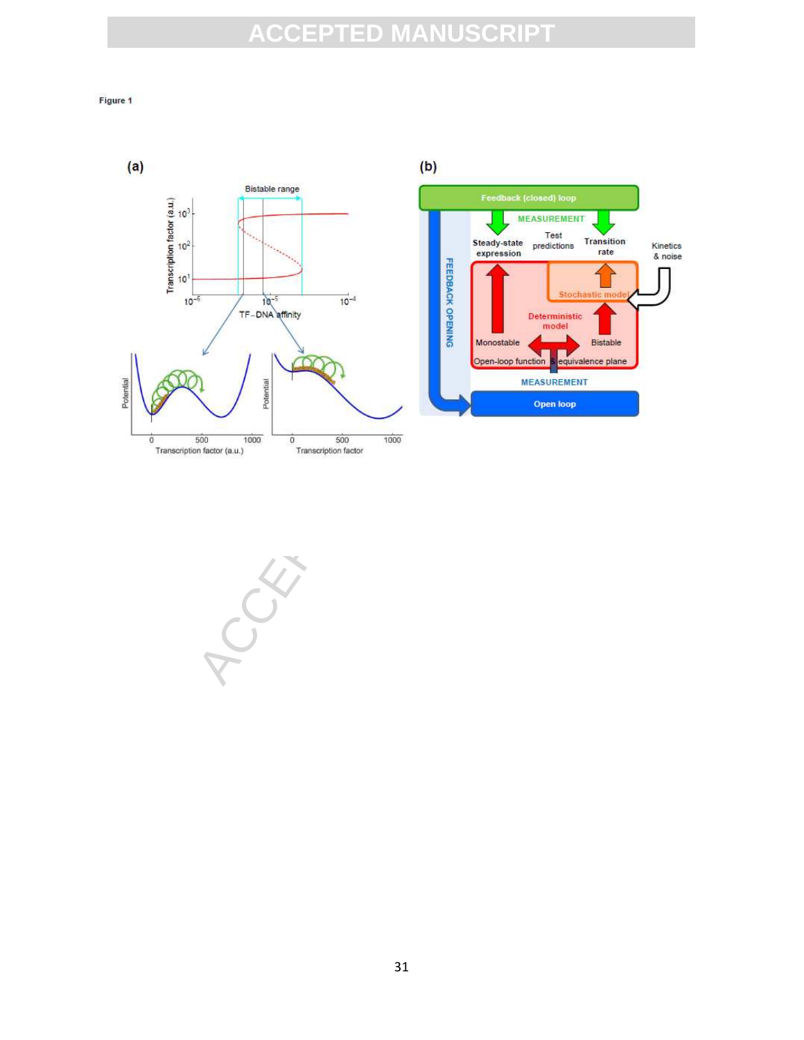Figure 1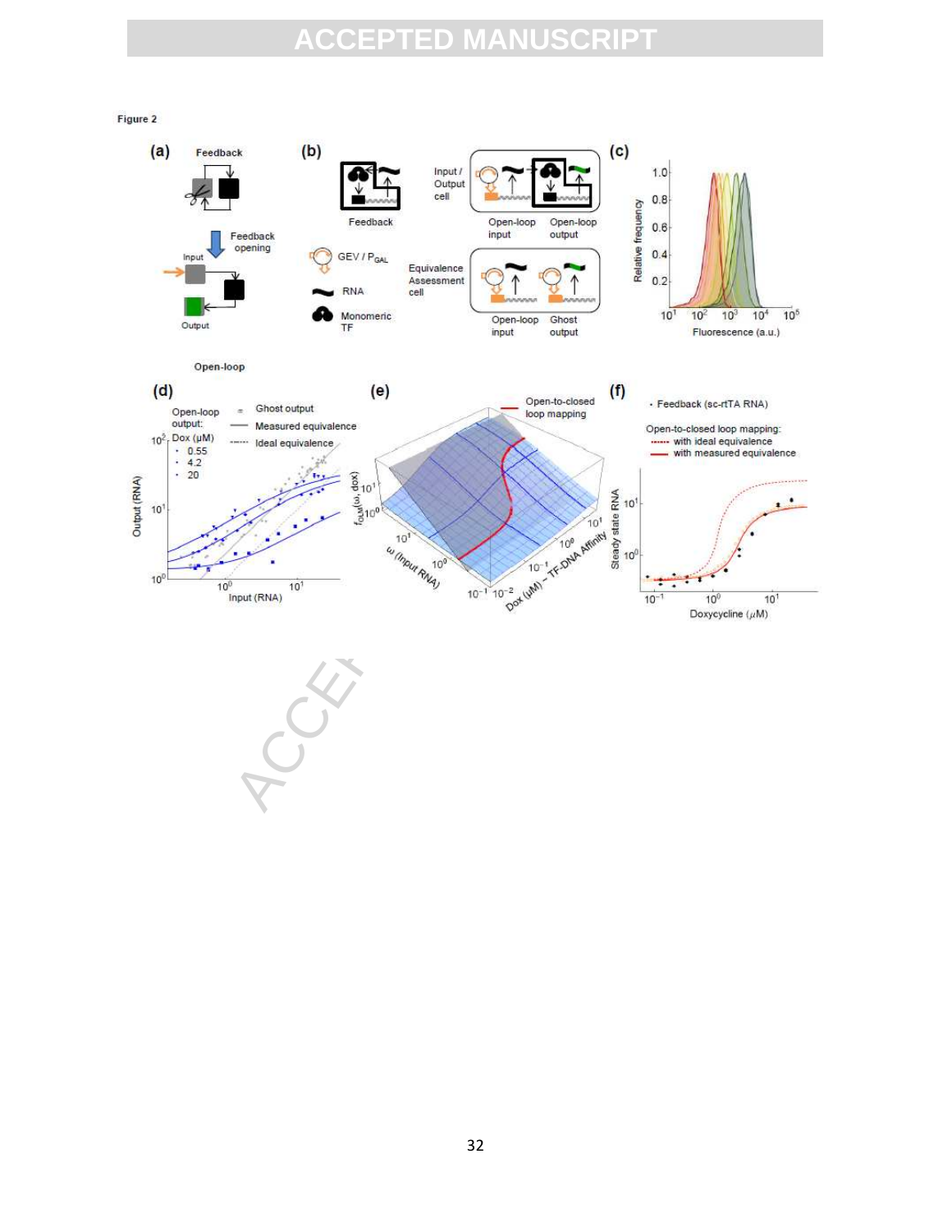Figure 2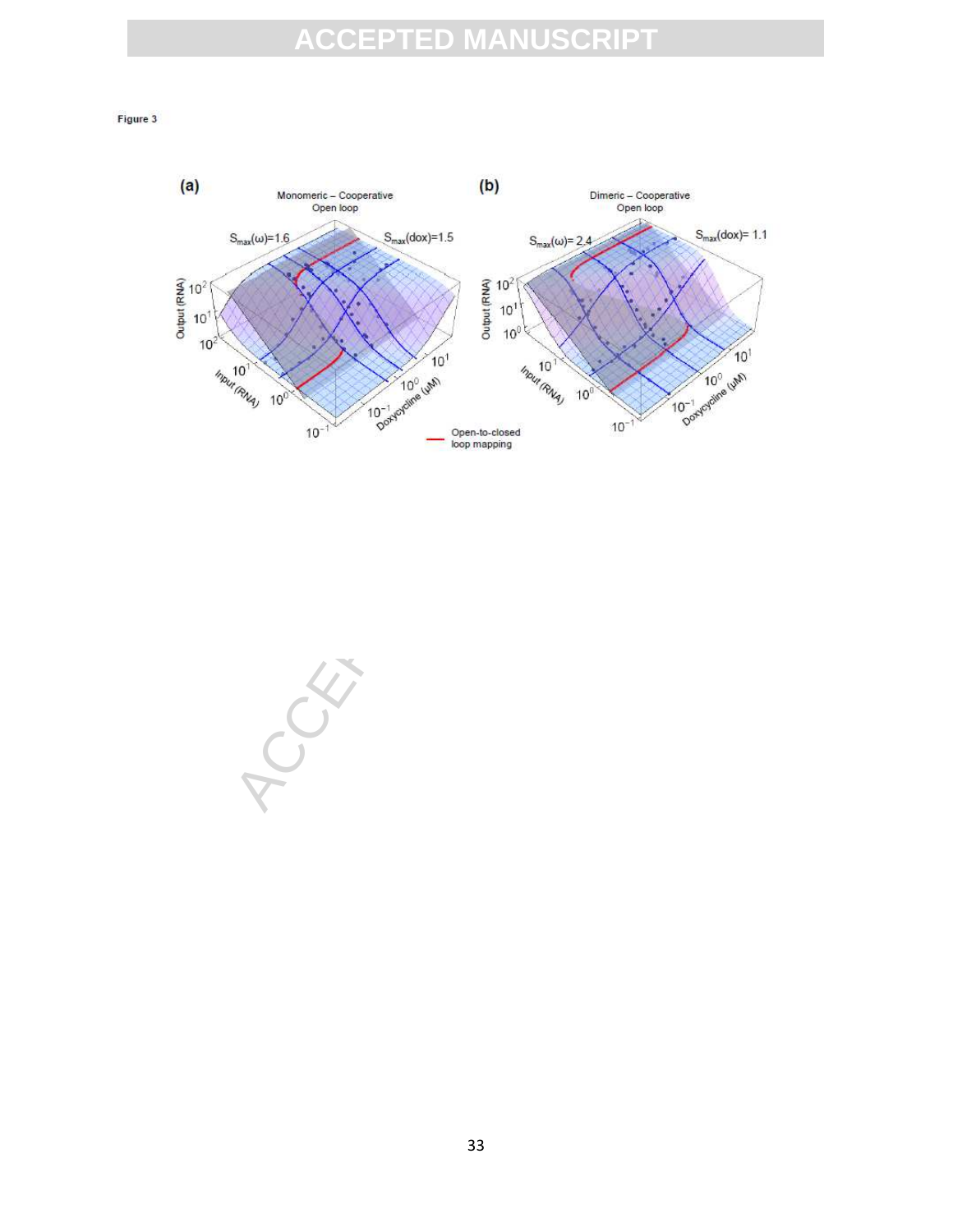Figure 3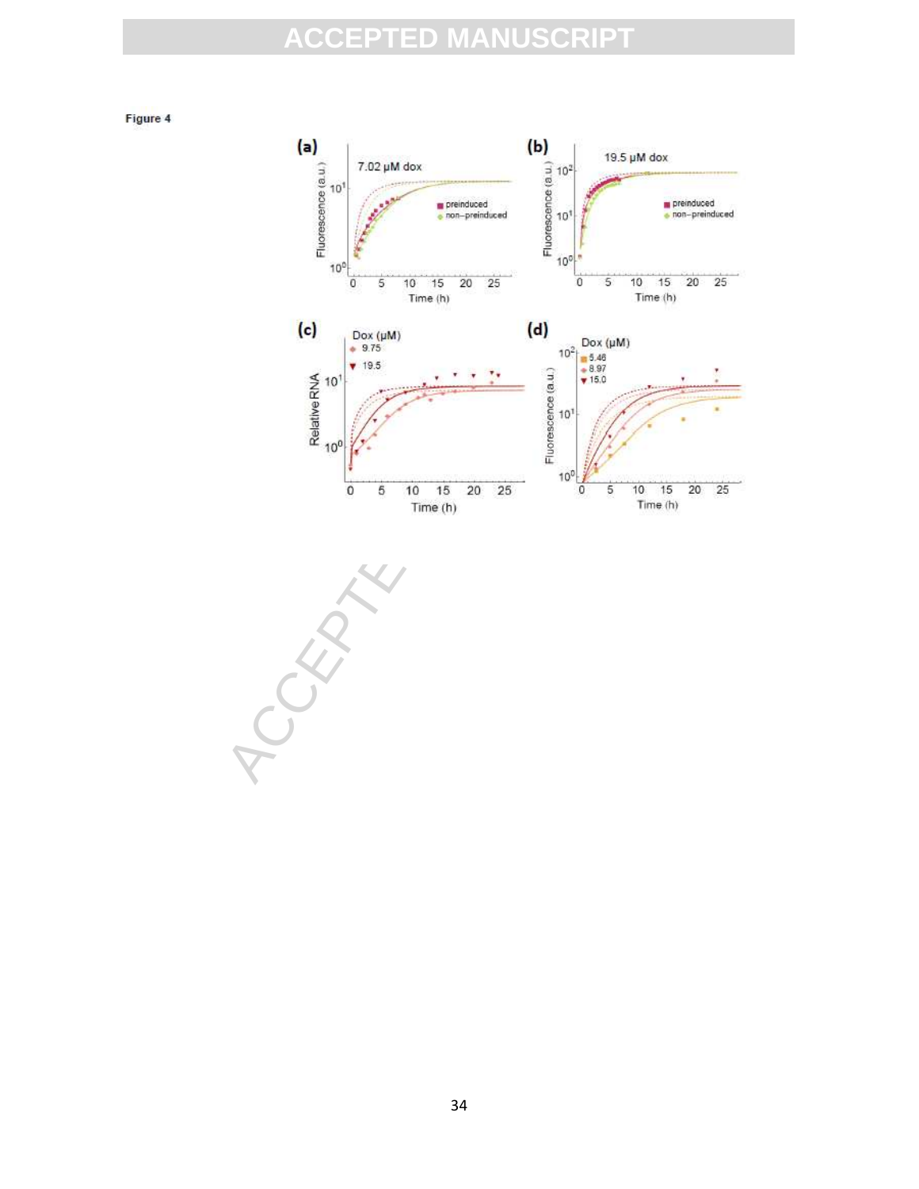Figure 4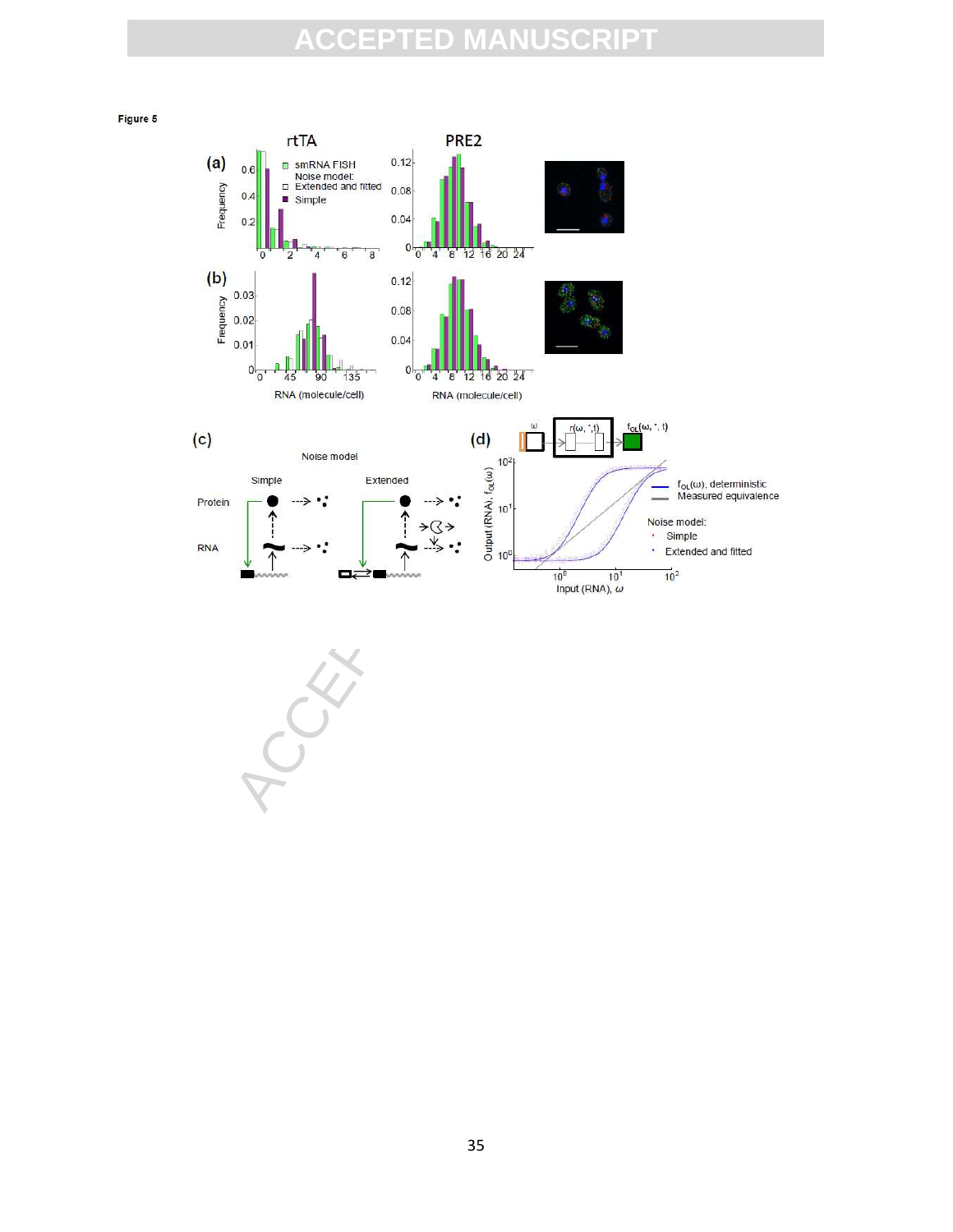Figure 5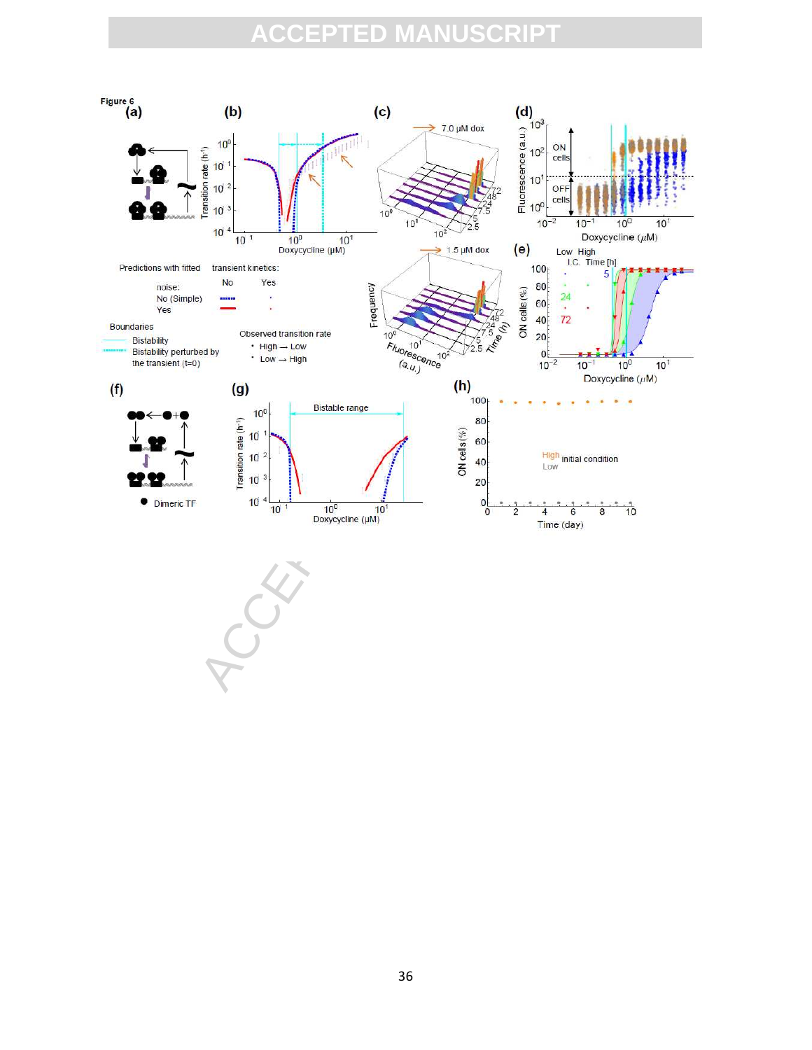Figure 6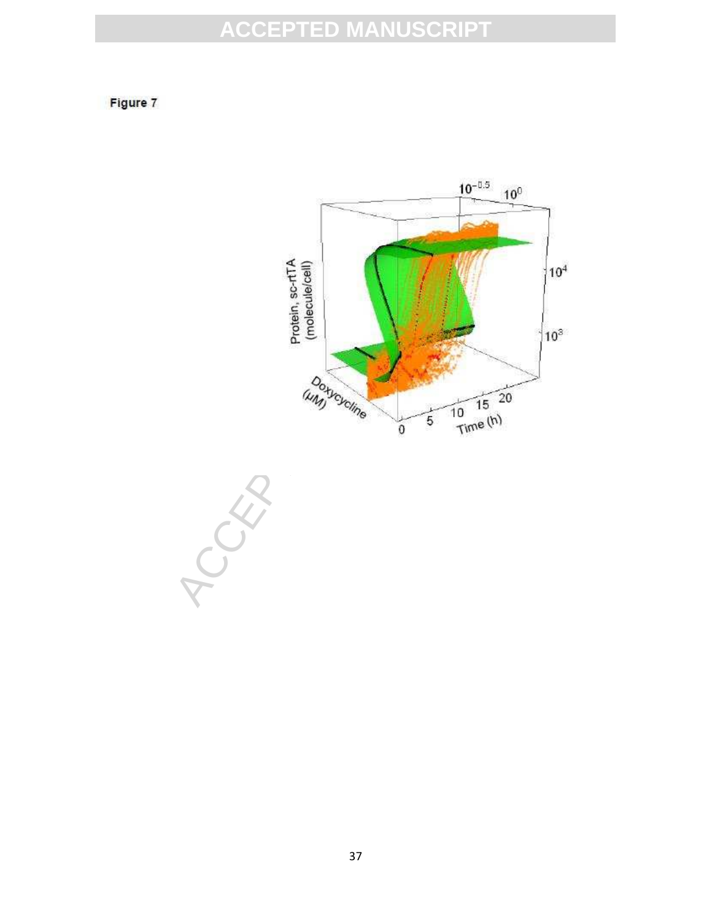Figure 7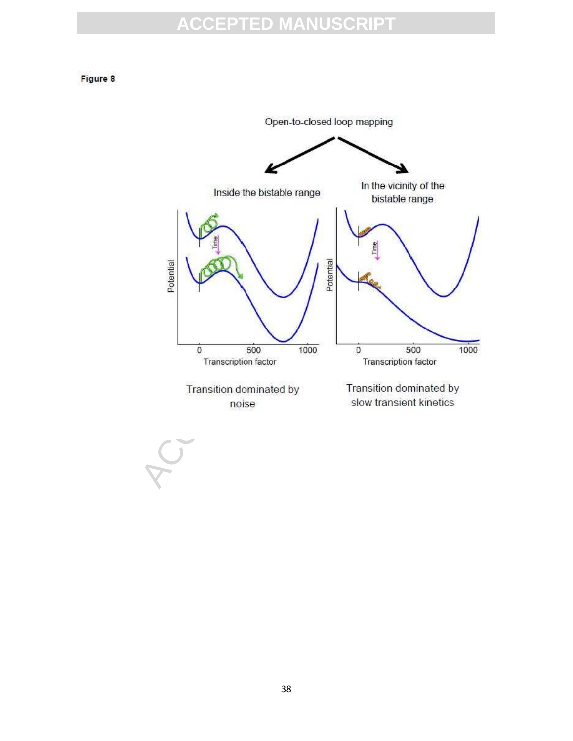Figure 8

Open-to-closed loop mapping

Inside the bistable range

In the vicinity of the bistable range

Transition dominated by noise

Transition dominated by slow transient kinetics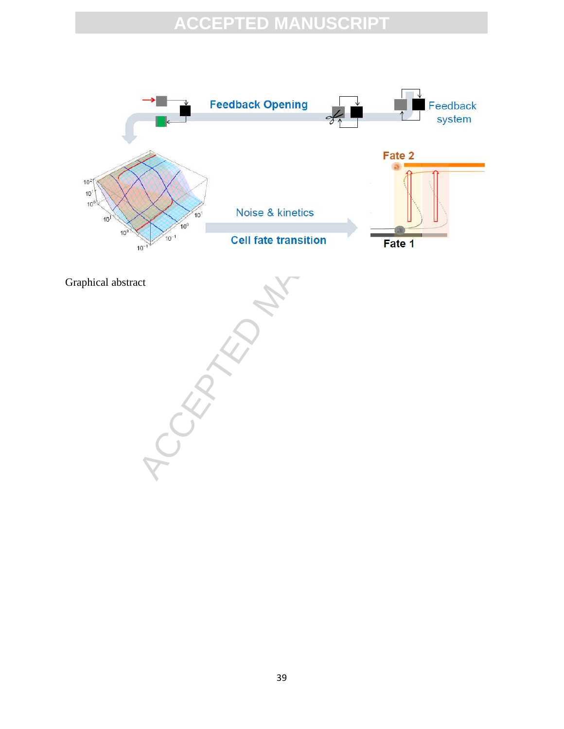Graphical abstract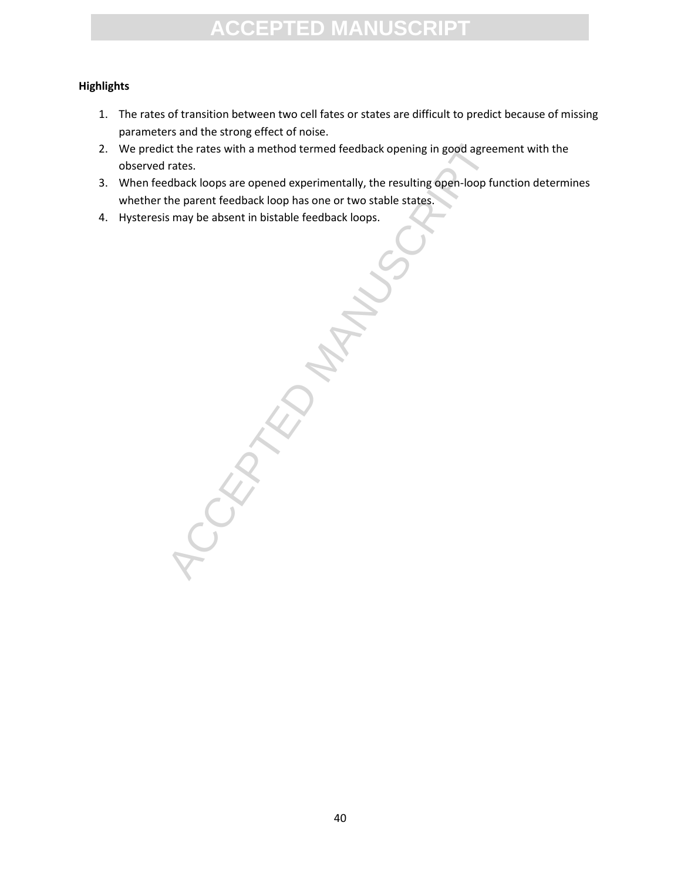**Highlights**

1. The rates of transition between two cell fates or states are difficult to predict because of missing parameters and the strong effect of noise.
2. We predict the rates with a method termed feedback opening in good agreement with the observed rates.
3. When feedback loops are opened experimentally, the resulting open-loop function determines whether the parent feedback loop has one or two stable states.
4. Hysteresis may be absent in bistable feedback loops.